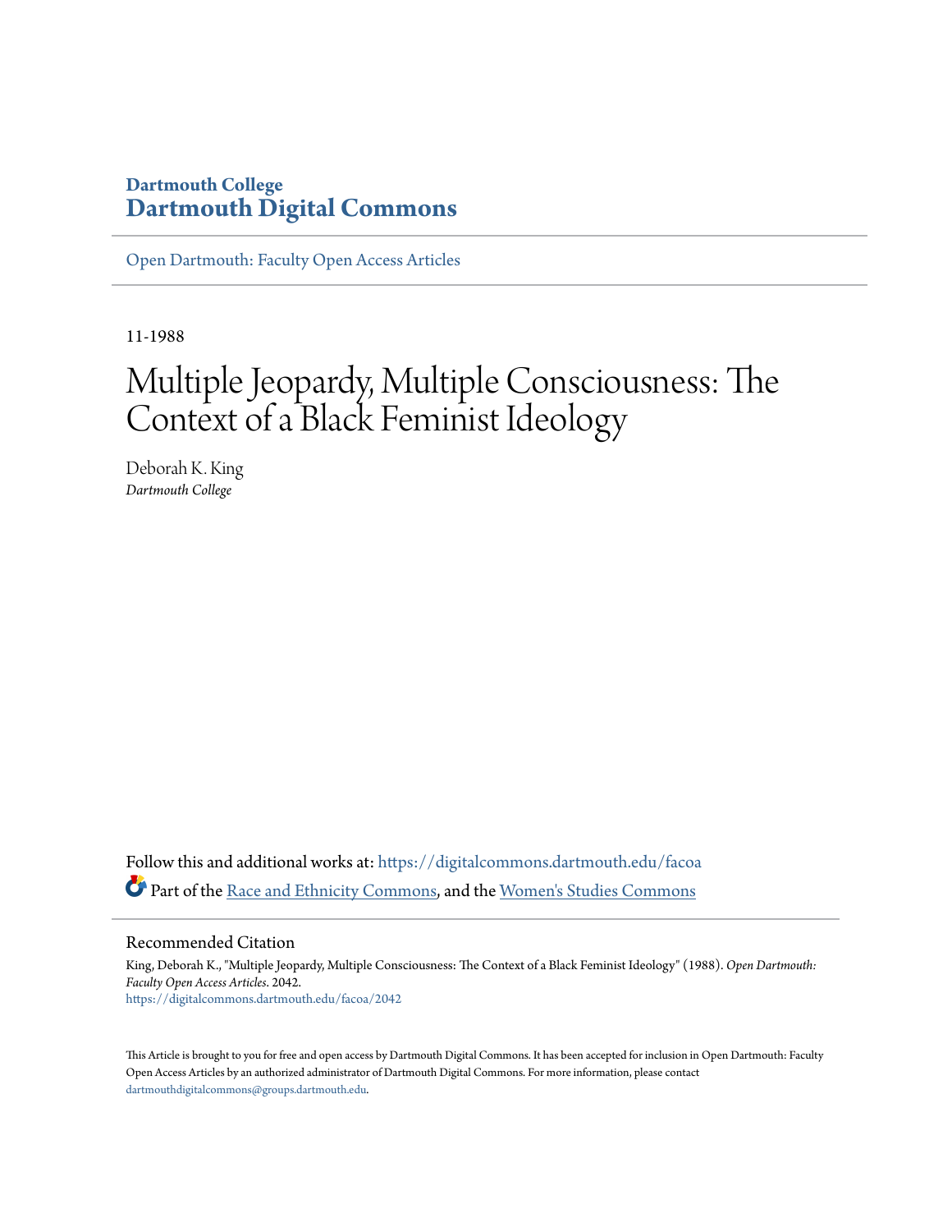Dartmouth College
# Dartmouth Digital Commons

Open Dartmouth: Faculty Open Access Articles

11-1988

# Multiple Jeopardy, Multiple Consciousness: The Context of a Black Feminist Ideology

Deborah K. King
*Dartmouth College*

Follow this and additional works at: https://digitalcommons.dartmouth.edu/facoa

Part of the Race and Ethnicity Commons, and the Women's Studies Commons

## Recommended Citation

King, Deborah K., "Multiple Jeopardy, Multiple Consciousness: The Context of a Black Feminist Ideology" (1988). *Open Dartmouth: Faculty Open Access Articles*. 2042.
https://digitalcommons.dartmouth.edu/facoa/2042

This Article is brought to you for free and open access by Dartmouth Digital Commons. It has been accepted for inclusion in Open Dartmouth: Faculty Open Access Articles by an authorized administrator of Dartmouth Digital Commons. For more information, please contact dartmouthdigitalcommons@groups.dartmouth.edu.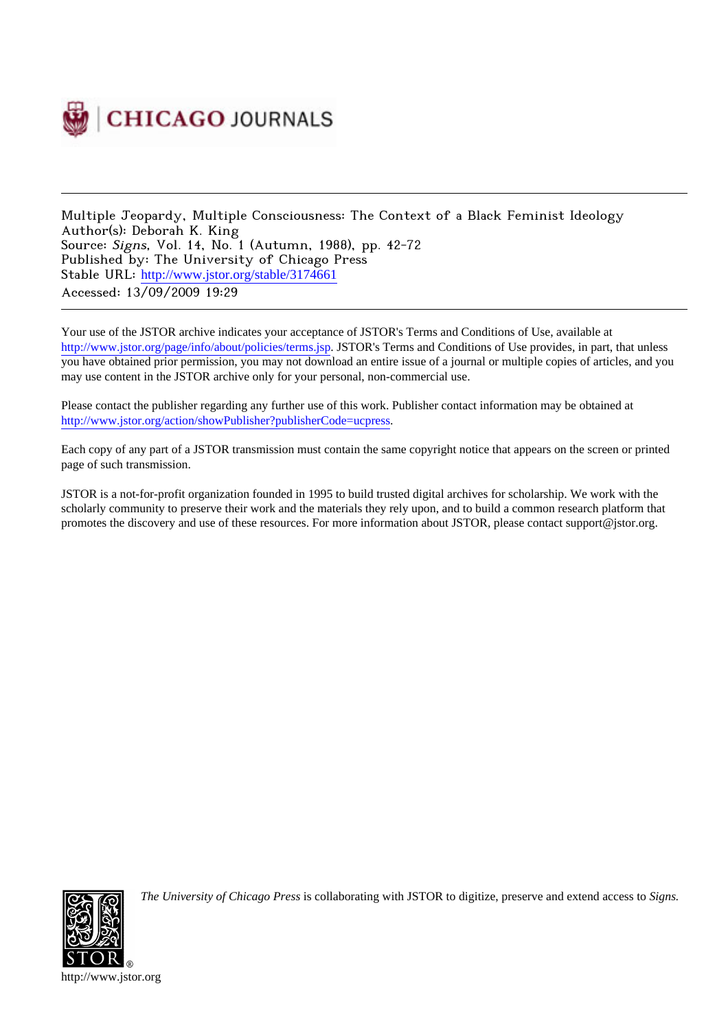Multiple Jeopardy, Multiple Consciousness: The Context of a Black Feminist Ideology
Author(s): Deborah K. King
Source: *Signs*, Vol. 14, No. 1 (Autumn, 1988), pp. 42-72
Published by: The University of Chicago Press
Stable URL: http://www.jstor.org/stable/3174661
Accessed: 13/09/2009 19:29

Your use of the JSTOR archive indicates your acceptance of JSTOR's Terms and Conditions of Use, available at http://www.jstor.org/page/info/about/policies/terms.jsp. JSTOR's Terms and Conditions of Use provides, in part, that unless you have obtained prior permission, you may not download an entire issue of a journal or multiple copies of articles, and you may use content in the JSTOR archive only for your personal, non-commercial use.

Please contact the publisher regarding any further use of this work. Publisher contact information may be obtained at http://www.jstor.org/action/showPublisher?publisherCode=ucpress.

Each copy of any part of a JSTOR transmission must contain the same copyright notice that appears on the screen or printed page of such transmission.

JSTOR is a not-for-profit organization founded in 1995 to build trusted digital archives for scholarship. We work with the scholarly community to preserve their work and the materials they rely upon, and to build a common research platform that promotes the discovery and use of these resources. For more information about JSTOR, please contact support@jstor.org.

*The University of Chicago Press* is collaborating with JSTOR to digitize, preserve and extend access to *Signs.*

http://www.jstor.org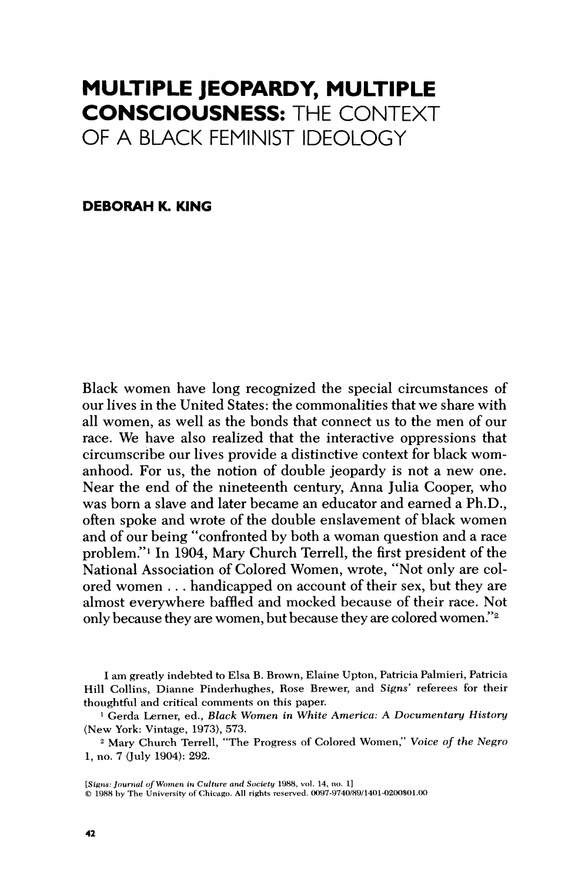# MULTIPLE JEOPARDY, MULTIPLE CONSCIOUSNESS: THE CONTEXT OF A BLACK FEMINIST IDEOLOGY

**DEBORAH K. KING**

Black women have long recognized the special circumstances of our lives in the United States: the commonalities that we share with all women, as well as the bonds that connect us to the men of our race. We have also realized that the interactive oppressions that circumscribe our lives provide a distinctive context for black womanhood. For us, the notion of double jeopardy is not a new one. Near the end of the nineteenth century, Anna Julia Cooper, who was born a slave and later became an educator and earned a Ph.D., often spoke and wrote of the double enslavement of black women and of our being "confronted by both a woman question and a race problem."[1] In 1904, Mary Church Terrell, the first president of the National Association of Colored Women, wrote, "Not only are colored women . . . handicapped on account of their sex, but they are almost everywhere baffled and mocked because of their race. Not only because they are women, but because they are colored women."[2]

I am greatly indebted to Elsa B. Brown, Elaine Upton, Patricia Palmieri, Patricia Hill Collins, Dianne Pinderhughes, Rose Brewer, and *Signs'* referees for their thoughtful and critical comments on this paper.

[1] Gerda Lerner, ed., *Black Women in White America: A Documentary History* (New York: Vintage, 1973), 573.

[2] Mary Church Terrell, "The Progress of Colored Women," *Voice of the Negro* 1, no. 7 (July 1904): 292.

[*Signs: Journal of Women in Culture and Society* 1988, vol. 14, no. 1]
© 1988 by The University of Chicago. All rights reserved. 0097-9740/89/1401-0200$01.00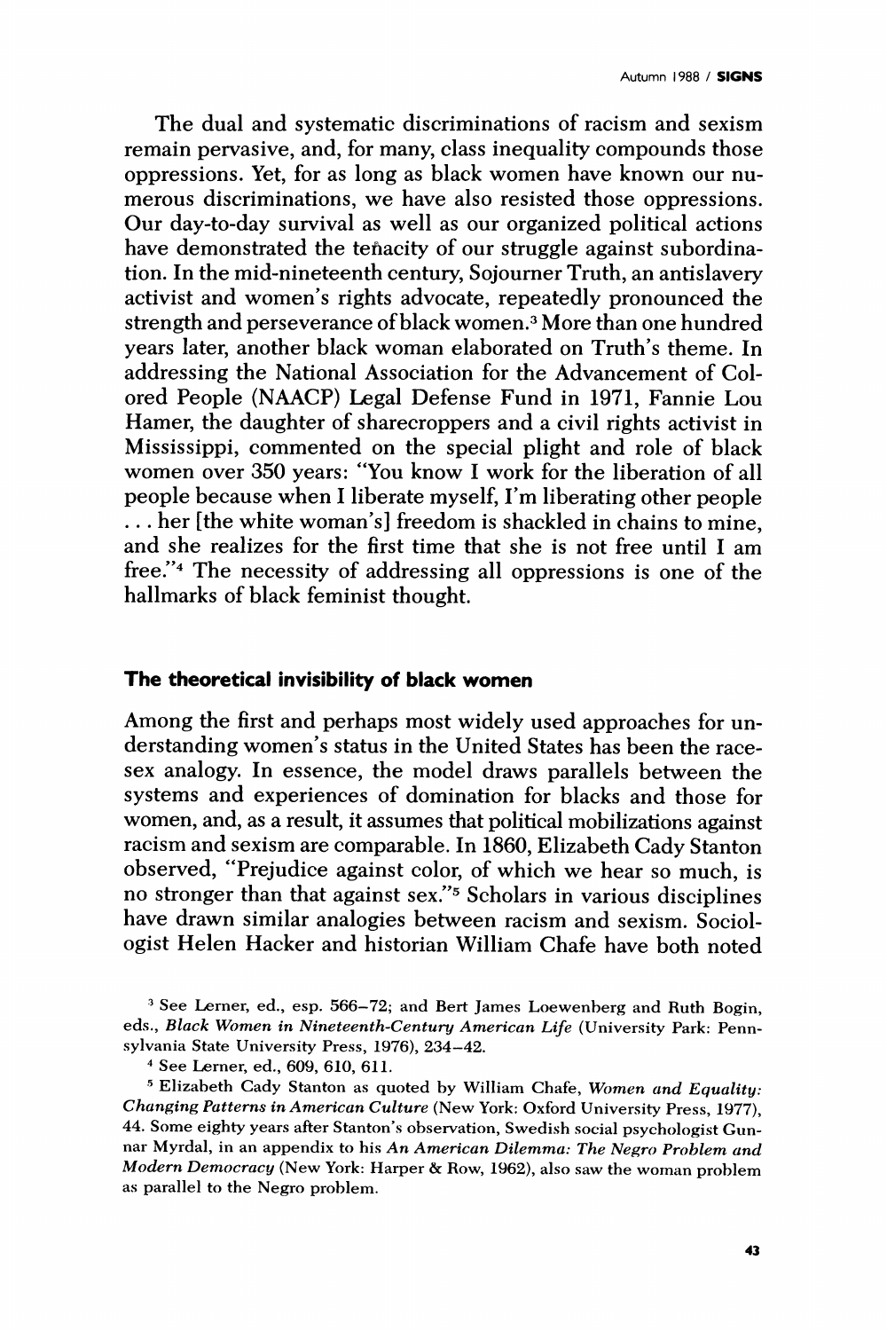The dual and systematic discriminations of racism and sexism remain pervasive, and, for many, class inequality compounds those oppressions. Yet, for as long as black women have known our numerous discriminations, we have also resisted those oppressions. Our day-to-day survival as well as our organized political actions have demonstrated the tenacity of our struggle against subordination. In the mid-nineteenth century, Sojourner Truth, an antislavery activist and women's rights advocate, repeatedly pronounced the strength and perseverance of black women.[3] More than one hundred years later, another black woman elaborated on Truth's theme. In addressing the National Association for the Advancement of Colored People (NAACP) Legal Defense Fund in 1971, Fannie Lou Hamer, the daughter of sharecroppers and a civil rights activist in Mississippi, commented on the special plight and role of black women over 350 years: "You know I work for the liberation of all people because when I liberate myself, I'm liberating other people . . . her [the white woman's] freedom is shackled in chains to mine, and she realizes for the first time that she is not free until I am free."[4] The necessity of addressing all oppressions is one of the hallmarks of black feminist thought.

## The theoretical invisibility of black women

Among the first and perhaps most widely used approaches for understanding women's status in the United States has been the race-sex analogy. In essence, the model draws parallels between the systems and experiences of domination for blacks and those for women, and, as a result, it assumes that political mobilizations against racism and sexism are comparable. In 1860, Elizabeth Cady Stanton observed, "Prejudice against color, of which we hear so much, is no stronger than that against sex."[5] Scholars in various disciplines have drawn similar analogies between racism and sexism. Sociologist Helen Hacker and historian William Chafe have both noted

---

[3] See Lerner, ed., esp. 566–72; and Bert James Loewenberg and Ruth Bogin, eds., *Black Women in Nineteenth-Century American Life* (University Park: Pennsylvania State University Press, 1976), 234–42.

[4] See Lerner, ed., 609, 610, 611.

[5] Elizabeth Cady Stanton as quoted by William Chafe, *Women and Equality: Changing Patterns in American Culture* (New York: Oxford University Press, 1977), 44. Some eighty years after Stanton's observation, Swedish social psychologist Gunnar Myrdal, in an appendix to his *An American Dilemma: The Negro Problem and Modern Democracy* (New York: Harper & Row, 1962), also saw the woman problem as parallel to the Negro problem.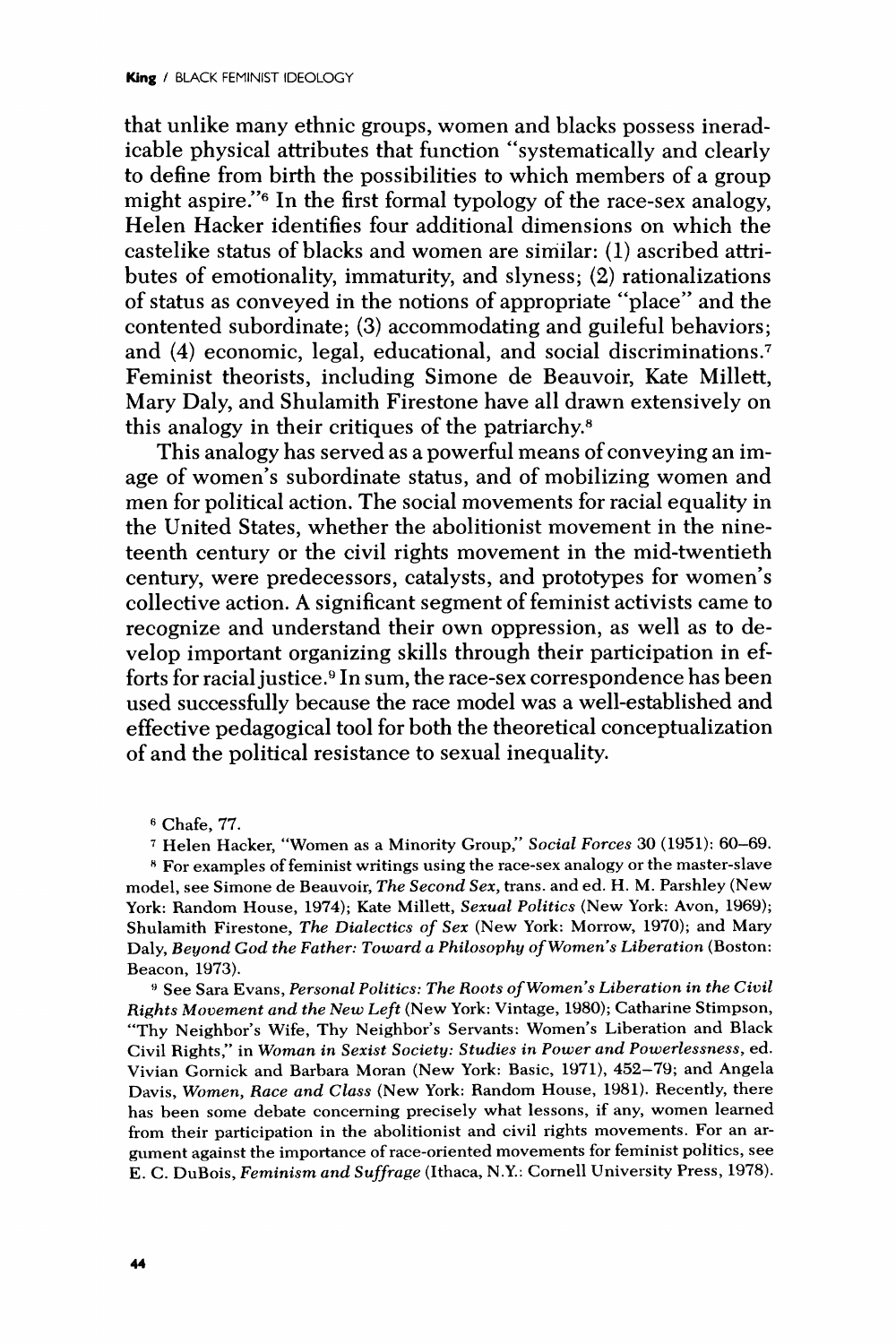that unlike many ethnic groups, women and blacks possess ineradicable physical attributes that function "systematically and clearly to define from birth the possibilities to which members of a group might aspire."[6] In the first formal typology of the race-sex analogy, Helen Hacker identifies four additional dimensions on which the castelike status of blacks and women are similar: (1) ascribed attributes of emotionality, immaturity, and slyness; (2) rationalizations of status as conveyed in the notions of appropriate "place" and the contented subordinate; (3) accommodating and guileful behaviors; and (4) economic, legal, educational, and social discriminations.[7] Feminist theorists, including Simone de Beauvoir, Kate Millett, Mary Daly, and Shulamith Firestone have all drawn extensively on this analogy in their critiques of the patriarchy.[8]

This analogy has served as a powerful means of conveying an image of women's subordinate status, and of mobilizing women and men for political action. The social movements for racial equality in the United States, whether the abolitionist movement in the nineteenth century or the civil rights movement in the mid-twentieth century, were predecessors, catalysts, and prototypes for women's collective action. A significant segment of feminist activists came to recognize and understand their own oppression, as well as to develop important organizing skills through their participation in efforts for racial justice.[9] In sum, the race-sex correspondence has been used successfully because the race model was a well-established and effective pedagogical tool for both the theoretical conceptualization of and the political resistance to sexual inequality.

[6] Chafe, 77.

[7] Helen Hacker, "Women as a Minority Group," *Social Forces* 30 (1951): 60–69.

[8] For examples of feminist writings using the race-sex analogy or the master-slave model, see Simone de Beauvoir, *The Second Sex*, trans. and ed. H. M. Parshley (New York: Random House, 1974); Kate Millett, *Sexual Politics* (New York: Avon, 1969); Shulamith Firestone, *The Dialectics of Sex* (New York: Morrow, 1970); and Mary Daly, *Beyond God the Father: Toward a Philosophy of Women's Liberation* (Boston: Beacon, 1973).

[9] See Sara Evans, *Personal Politics: The Roots of Women's Liberation in the Civil Rights Movement and the New Left* (New York: Vintage, 1980); Catharine Stimpson, "Thy Neighbor's Wife, Thy Neighbor's Servants: Women's Liberation and Black Civil Rights," in *Woman in Sexist Society: Studies in Power and Powerlessness*, ed. Vivian Gornick and Barbara Moran (New York: Basic, 1971), 452–79; and Angela Davis, *Women, Race and Class* (New York: Random House, 1981). Recently, there has been some debate concerning precisely what lessons, if any, women learned from their participation in the abolitionist and civil rights movements. For an argument against the importance of race-oriented movements for feminist politics, see E. C. DuBois, *Feminism and Suffrage* (Ithaca, N.Y.: Cornell University Press, 1978).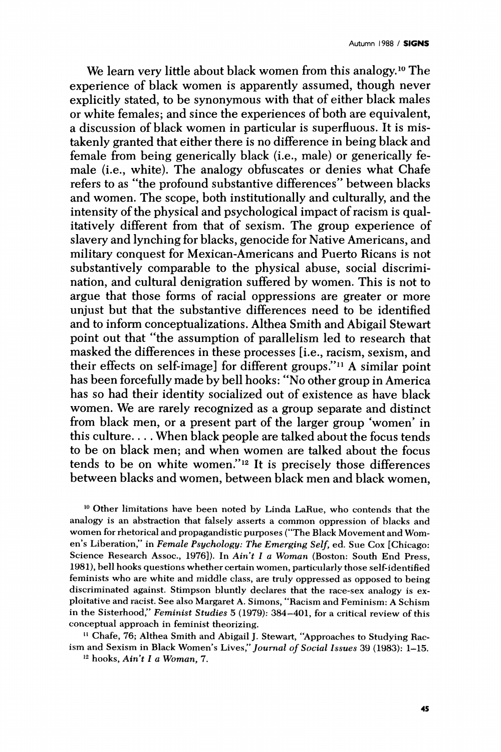We learn very little about black women from this analogy.[10] The experience of black women is apparently assumed, though never explicitly stated, to be synonymous with that of either black males or white females; and since the experiences of both are equivalent, a discussion of black women in particular is superfluous. It is mistakenly granted that either there is no difference in being black and female from being generically black (i.e., male) or generically female (i.e., white). The analogy obfuscates or denies what Chafe refers to as "the profound substantive differences" between blacks and women. The scope, both institutionally and culturally, and the intensity of the physical and psychological impact of racism is qualitatively different from that of sexism. The group experience of slavery and lynching for blacks, genocide for Native Americans, and military conquest for Mexican-Americans and Puerto Ricans is not substantively comparable to the physical abuse, social discrimination, and cultural denigration suffered by women. This is not to argue that those forms of racial oppressions are greater or more unjust but that the substantive differences need to be identified and to inform conceptualizations. Althea Smith and Abigail Stewart point out that "the assumption of parallelism led to research that masked the differences in these processes [i.e., racism, sexism, and their effects on self-image] for different groups."[11] A similar point has been forcefully made by bell hooks: "No other group in America has so had their identity socialized out of existence as have black women. We are rarely recognized as a group separate and distinct from black men, or a present part of the larger group 'women' in this culture. . . . When black people are talked about the focus tends to be on black men; and when women are talked about the focus tends to be on white women."[12] It is precisely those differences between blacks and women, between black men and black women,

[10] Other limitations have been noted by Linda LaRue, who contends that the analogy is an abstraction that falsely asserts a common oppression of blacks and women for rhetorical and propagandistic purposes ("The Black Movement and Women's Liberation," in *Female Psychology: The Emerging Self*, ed. Sue Cox [Chicago: Science Research Assoc., 1976]). In *Ain't I a Woman* (Boston: South End Press, 1981), bell hooks questions whether certain women, particularly those self-identified feminists who are white and middle class, are truly oppressed as opposed to being discriminated against. Stimpson bluntly declares that the race-sex analogy is exploitative and racist. See also Margaret A. Simons, "Racism and Feminism: A Schism in the Sisterhood," *Feminist Studies* 5 (1979): 384–401, for a critical review of this conceptual approach in feminist theorizing.

[11] Chafe, 76; Althea Smith and Abigail J. Stewart, "Approaches to Studying Racism and Sexism in Black Women's Lives," *Journal of Social Issues* 39 (1983): 1–15.

[12] hooks, *Ain't I a Woman*, 7.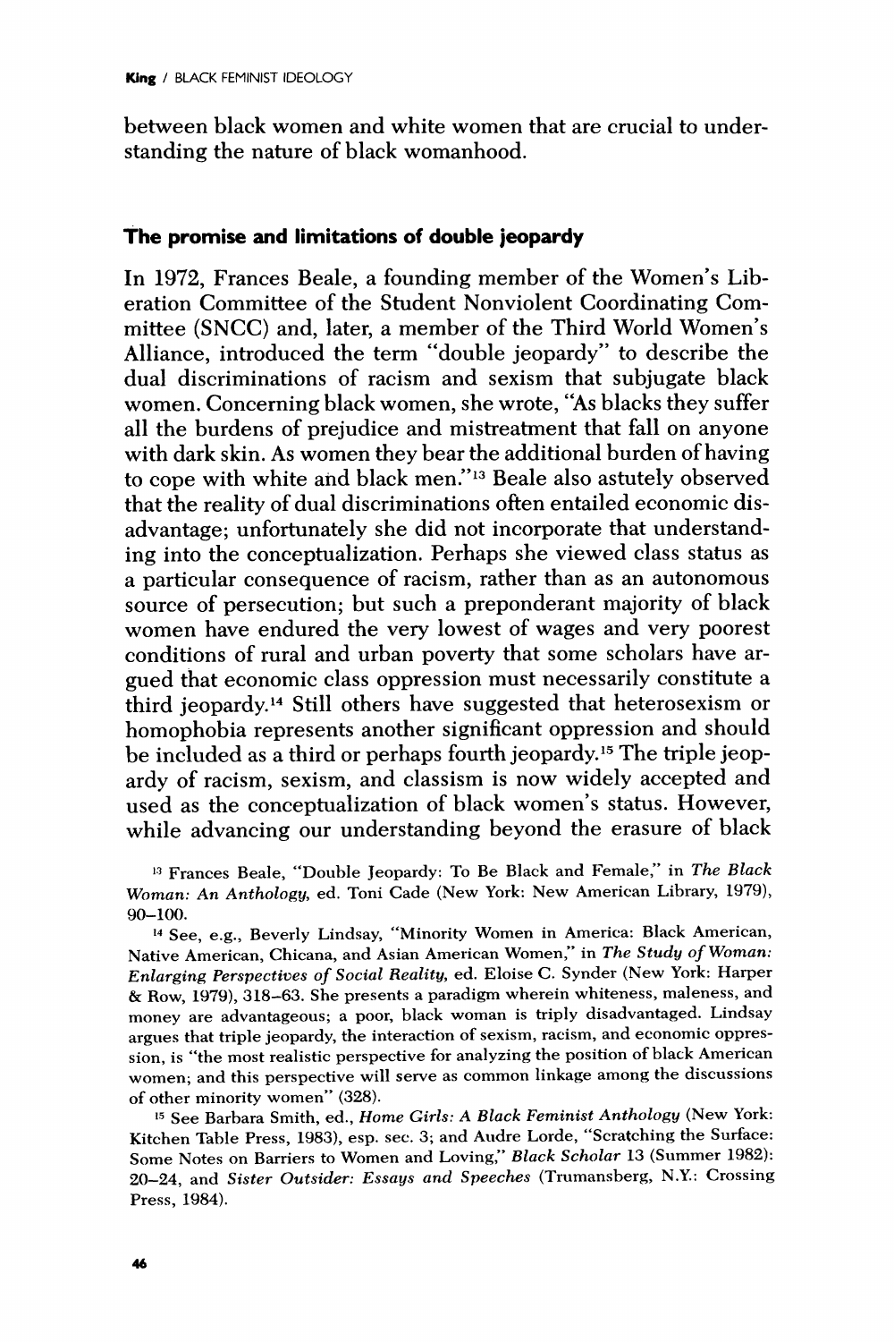between black women and white women that are crucial to understanding the nature of black womanhood.

### The promise and limitations of double jeopardy

In 1972, Frances Beale, a founding member of the Women's Liberation Committee of the Student Nonviolent Coordinating Committee (SNCC) and, later, a member of the Third World Women's Alliance, introduced the term "double jeopardy" to describe the dual discriminations of racism and sexism that subjugate black women. Concerning black women, she wrote, "As blacks they suffer all the burdens of prejudice and mistreatment that fall on anyone with dark skin. As women they bear the additional burden of having to cope with white and black men."[13] Beale also astutely observed that the reality of dual discriminations often entailed economic disadvantage; unfortunately she did not incorporate that understanding into the conceptualization. Perhaps she viewed class status as a particular consequence of racism, rather than as an autonomous source of persecution; but such a preponderant majority of black women have endured the very lowest of wages and very poorest conditions of rural and urban poverty that some scholars have argued that economic class oppression must necessarily constitute a third jeopardy.[14] Still others have suggested that heterosexism or homophobia represents another significant oppression and should be included as a third or perhaps fourth jeopardy.[15] The triple jeopardy of racism, sexism, and classism is now widely accepted and used as the conceptualization of black women's status. However, while advancing our understanding beyond the erasure of black

[13] Frances Beale, "Double Jeopardy: To Be Black and Female," in *The Black Woman: An Anthology*, ed. Toni Cade (New York: New American Library, 1979), 90–100.

[14] See, e.g., Beverly Lindsay, "Minority Women in America: Black American, Native American, Chicana, and Asian American Women," in *The Study of Woman: Enlarging Perspectives of Social Reality*, ed. Eloise C. Synder (New York: Harper & Row, 1979), 318–63. She presents a paradigm wherein whiteness, maleness, and money are advantageous; a poor, black woman is triply disadvantaged. Lindsay argues that triple jeopardy, the interaction of sexism, racism, and economic oppression, is "the most realistic perspective for analyzing the position of black American women; and this perspective will serve as common linkage among the discussions of other minority women" (328).

[15] See Barbara Smith, ed., *Home Girls: A Black Feminist Anthology* (New York: Kitchen Table Press, 1983), esp. sec. 3; and Audre Lorde, "Scratching the Surface: Some Notes on Barriers to Women and Loving," *Black Scholar* 13 (Summer 1982): 20–24, and *Sister Outsider: Essays and Speeches* (Trumansberg, N.Y.: Crossing Press, 1984).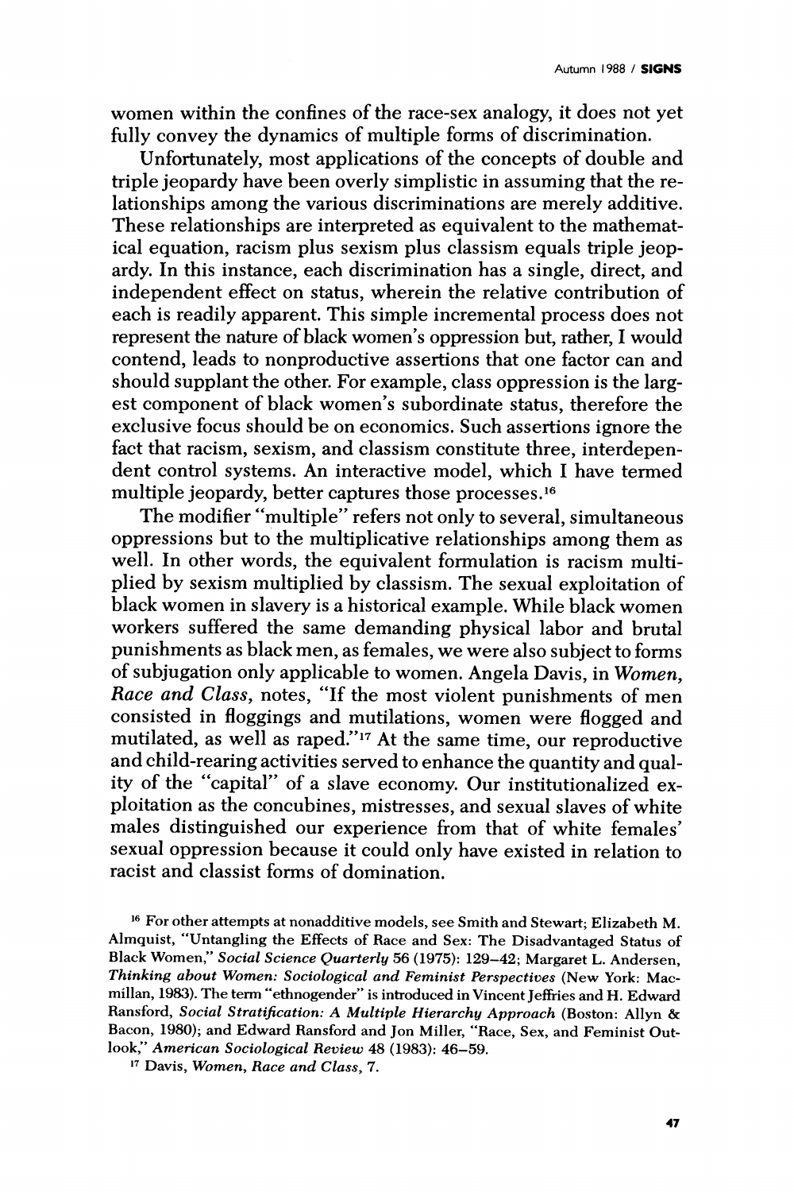women within the confines of the race-sex analogy, it does not yet fully convey the dynamics of multiple forms of discrimination.

Unfortunately, most applications of the concepts of double and triple jeopardy have been overly simplistic in assuming that the relationships among the various discriminations are merely additive. These relationships are interpreted as equivalent to the mathematical equation, racism plus sexism plus classism equals triple jeopardy. In this instance, each discrimination has a single, direct, and independent effect on status, wherein the relative contribution of each is readily apparent. This simple incremental process does not represent the nature of black women's oppression but, rather, I would contend, leads to nonproductive assertions that one factor can and should supplant the other. For example, class oppression is the largest component of black women's subordinate status, therefore the exclusive focus should be on economics. Such assertions ignore the fact that racism, sexism, and classism constitute three, interdependent control systems. An interactive model, which I have termed multiple jeopardy, better captures those processes.[16]

The modifier "multiple" refers not only to several, simultaneous oppressions but to the multiplicative relationships among them as well. In other words, the equivalent formulation is racism multiplied by sexism multiplied by classism. The sexual exploitation of black women in slavery is a historical example. While black women workers suffered the same demanding physical labor and brutal punishments as black men, as females, we were also subject to forms of subjugation only applicable to women. Angela Davis, in *Women, Race and Class*, notes, "If the most violent punishments of men consisted in floggings and mutilations, women were flogged and mutilated, as well as raped."[17] At the same time, our reproductive and child-rearing activities served to enhance the quantity and quality of the "capital" of a slave economy. Our institutionalized exploitation as the concubines, mistresses, and sexual slaves of white males distinguished our experience from that of white females' sexual oppression because it could only have existed in relation to racist and classist forms of domination.

[16] For other attempts at nonadditive models, see Smith and Stewart; Elizabeth M. Almquist, "Untangling the Effects of Race and Sex: The Disadvantaged Status of Black Women," *Social Science Quarterly* 56 (1975): 129–42; Margaret L. Andersen, *Thinking about Women: Sociological and Feminist Perspectives* (New York: Macmillan, 1983). The term "ethnogender" is introduced in Vincent Jeffries and H. Edward Ransford, *Social Stratification: A Multiple Hierarchy Approach* (Boston: Allyn & Bacon, 1980); and Edward Ransford and Jon Miller, "Race, Sex, and Feminist Outlook," *American Sociological Review* 48 (1983): 46–59.

[17] Davis, *Women, Race and Class*, 7.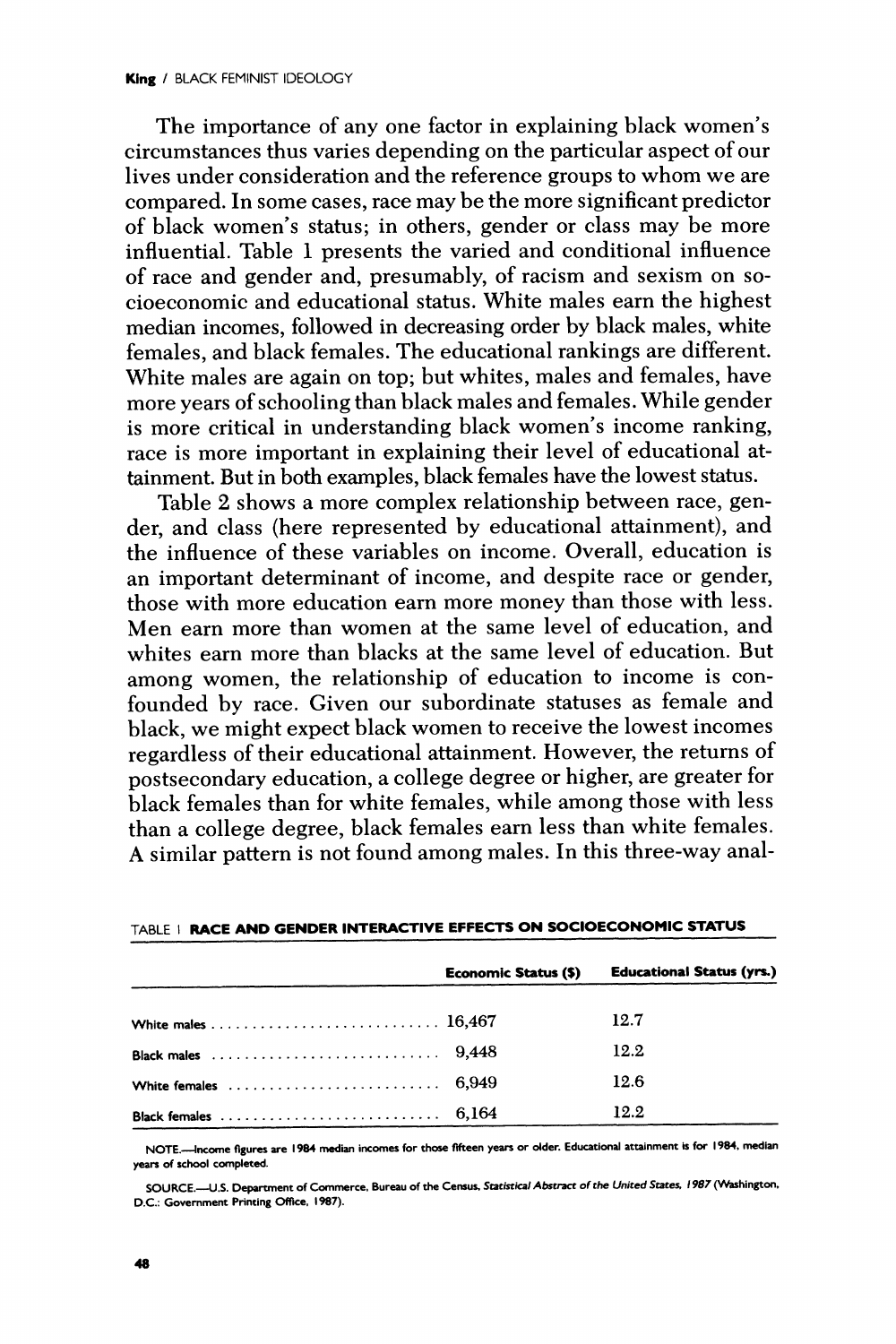The importance of any one factor in explaining black women's circumstances thus varies depending on the particular aspect of our lives under consideration and the reference groups to whom we are compared. In some cases, race may be the more significant predictor of black women's status; in others, gender or class may be more influential. Table 1 presents the varied and conditional influence of race and gender and, presumably, of racism and sexism on socioeconomic and educational status. White males earn the highest median incomes, followed in decreasing order by black males, white females, and black females. The educational rankings are different. White males are again on top; but whites, males and females, have more years of schooling than black males and females. While gender is more critical in understanding black women's income ranking, race is more important in explaining their level of educational attainment. But in both examples, black females have the lowest status.

Table 2 shows a more complex relationship between race, gender, and class (here represented by educational attainment), and the influence of these variables on income. Overall, education is an important determinant of income, and despite race or gender, those with more education earn more money than those with less. Men earn more than women at the same level of education, and whites earn more than blacks at the same level of education. But among women, the relationship of education to income is confounded by race. Given our subordinate statuses as female and black, we might expect black women to receive the lowest incomes regardless of their educational attainment. However, the returns of postsecondary education, a college degree or higher, are greater for black females than for white females, while among those with less than a college degree, black females earn less than white females. A similar pattern is not found among males. In this three-way anal-

TABLE 1 **RACE AND GENDER INTERACTIVE EFFECTS ON SOCIOECONOMIC STATUS**

| | Economic Status ($) | Educational Status (yrs.) |
|---|---|---|
| White males | 16,467 | 12.7 |
| Black males | 9,448 | 12.2 |
| White females | 6,949 | 12.6 |
| Black females | 6,164 | 12.2 |

NOTE.—Income figures are 1984 median incomes for those fifteen years or older. Educational attainment is for 1984, median years of school completed.

SOURCE.—U.S. Department of Commerce, Bureau of the Census, *Statistical Abstract of the United States, 1987* (Washington, D.C.: Government Printing Office, 1987).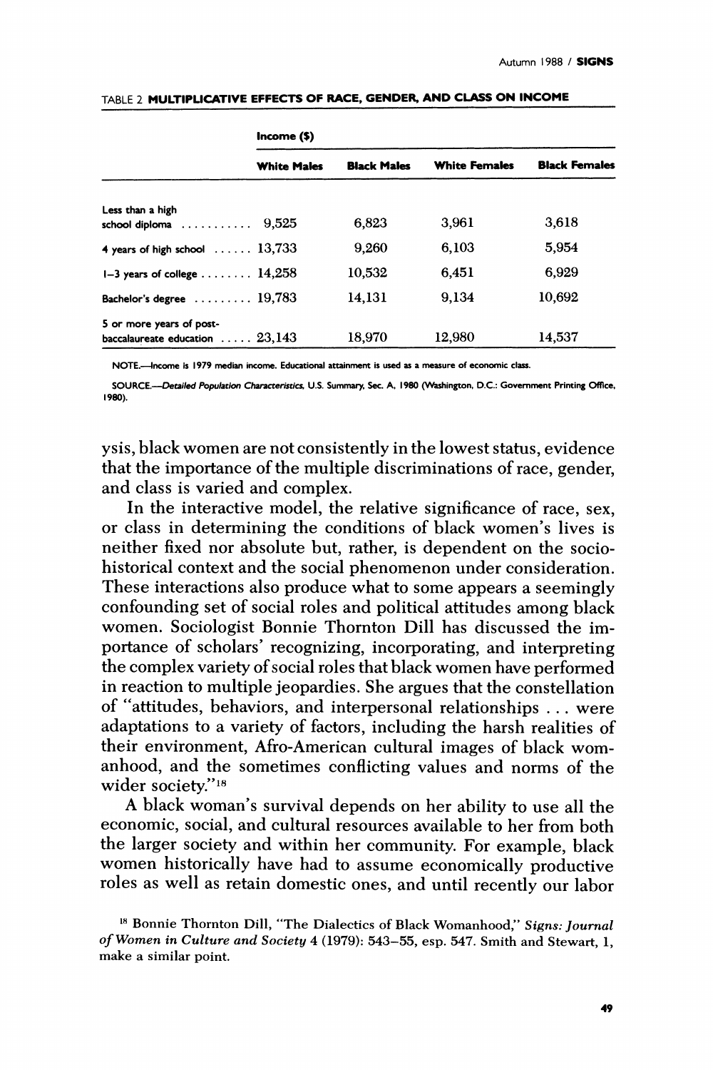TABLE 2 **MULTIPLICATIVE EFFECTS OF RACE, GENDER, AND CLASS ON INCOME**

| | Income ($) | | | |
|---|---|---|---|---|
| | **White Males** | **Black Males** | **White Females** | **Black Females** |
| Less than a high school diploma | 9,525 | 6,823 | 3,961 | 3,618 |
| 4 years of high school | 13,733 | 9,260 | 6,103 | 5,954 |
| 1–3 years of college | 14,258 | 10,532 | 6,451 | 6,929 |
| Bachelor's degree | 19,783 | 14,131 | 9,134 | 10,692 |
| 5 or more years of post-baccalaureate education | 23,143 | 18,970 | 12,980 | 14,537 |

NOTE.—Income is 1979 median income. Educational attainment is used as a measure of economic class.

SOURCE.—*Detailed Population Characteristics*, U.S. Summary, Sec. A, 1980 (Washington, D.C.: Government Printing Office, 1980).

ysis, black women are not consistently in the lowest status, evidence that the importance of the multiple discriminations of race, gender, and class is varied and complex.

In the interactive model, the relative significance of race, sex, or class in determining the conditions of black women's lives is neither fixed nor absolute but, rather, is dependent on the socio-historical context and the social phenomenon under consideration. These interactions also produce what to some appears a seemingly confounding set of social roles and political attitudes among black women. Sociologist Bonnie Thornton Dill has discussed the importance of scholars' recognizing, incorporating, and interpreting the complex variety of social roles that black women have performed in reaction to multiple jeopardies. She argues that the constellation of "attitudes, behaviors, and interpersonal relationships . . . were adaptations to a variety of factors, including the harsh realities of their environment, Afro-American cultural images of black womanhood, and the sometimes conflicting values and norms of the wider society."[18]

A black woman's survival depends on her ability to use all the economic, social, and cultural resources available to her from both the larger society and within her community. For example, black women historically have had to assume economically productive roles as well as retain domestic ones, and until recently our labor

[18] Bonnie Thornton Dill, "The Dialectics of Black Womanhood," *Signs: Journal of Women in Culture and Society* 4 (1979): 543–55, esp. 547. Smith and Stewart, 1, make a similar point.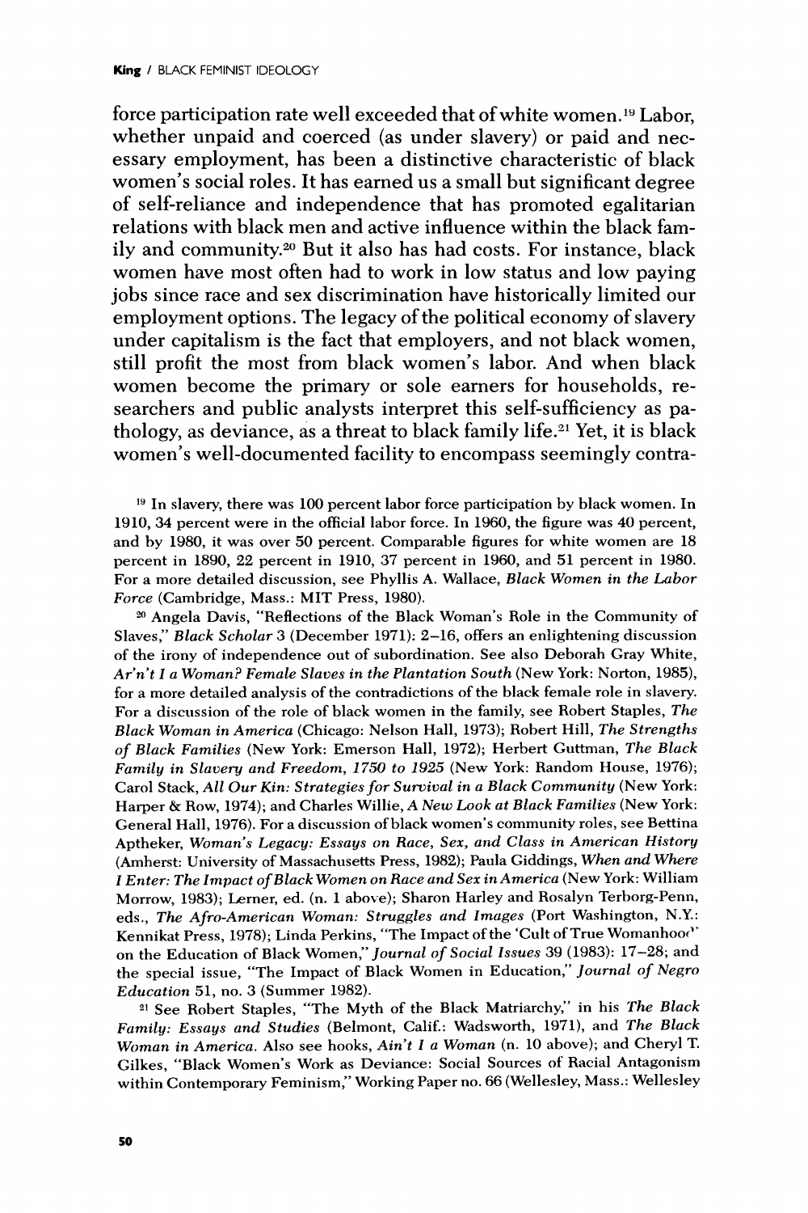force participation rate well exceeded that of white women.[19] Labor, whether unpaid and coerced (as under slavery) or paid and necessary employment, has been a distinctive characteristic of black women's social roles. It has earned us a small but significant degree of self-reliance and independence that has promoted egalitarian relations with black men and active influence within the black family and community.[20] But it also has had costs. For instance, black women have most often had to work in low status and low paying jobs since race and sex discrimination have historically limited our employment options. The legacy of the political economy of slavery under capitalism is the fact that employers, and not black women, still profit the most from black women's labor. And when black women become the primary or sole earners for households, researchers and public analysts interpret this self-sufficiency as pathology, as deviance, as a threat to black family life.[21] Yet, it is black women's well-documented facility to encompass seemingly contra-

[19] In slavery, there was 100 percent labor force participation by black women. In 1910, 34 percent were in the official labor force. In 1960, the figure was 40 percent, and by 1980, it was over 50 percent. Comparable figures for white women are 18 percent in 1890, 22 percent in 1910, 37 percent in 1960, and 51 percent in 1980. For a more detailed discussion, see Phyllis A. Wallace, *Black Women in the Labor Force* (Cambridge, Mass.: MIT Press, 1980).

[20] Angela Davis, "Reflections of the Black Woman's Role in the Community of Slaves," *Black Scholar* 3 (December 1971): 2–16, offers an enlightening discussion of the irony of independence out of subordination. See also Deborah Gray White, *Ar'n't I a Woman? Female Slaves in the Plantation South* (New York: Norton, 1985), for a more detailed analysis of the contradictions of the black female role in slavery. For a discussion of the role of black women in the family, see Robert Staples, *The Black Woman in America* (Chicago: Nelson Hall, 1973); Robert Hill, *The Strengths of Black Families* (New York: Emerson Hall, 1972); Herbert Guttman, *The Black Family in Slavery and Freedom, 1750 to 1925* (New York: Random House, 1976); Carol Stack, *All Our Kin: Strategies for Survival in a Black Community* (New York: Harper & Row, 1974); and Charles Willie, *A New Look at Black Families* (New York: General Hall, 1976). For a discussion of black women's community roles, see Bettina Aptheker, *Woman's Legacy: Essays on Race, Sex, and Class in American History* (Amherst: University of Massachusetts Press, 1982); Paula Giddings, *When and Where I Enter: The Impact of Black Women on Race and Sex in America* (New York: William Morrow, 1983); Lerner, ed. (n. 1 above); Sharon Harley and Rosalyn Terborg-Penn, eds., *The Afro-American Woman: Struggles and Images* (Port Washington, N.Y.: Kennikat Press, 1978); Linda Perkins, "The Impact of the 'Cult of True Womanhood' on the Education of Black Women," *Journal of Social Issues* 39 (1983): 17–28; and the special issue, "The Impact of Black Women in Education," *Journal of Negro Education* 51, no. 3 (Summer 1982).

[21] See Robert Staples, "The Myth of the Black Matriarchy," in his *The Black Family: Essays and Studies* (Belmont, Calif.: Wadsworth, 1971), and *The Black Woman in America*. Also see hooks, *Ain't I a Woman* (n. 10 above); and Cheryl T. Gilkes, "Black Women's Work as Deviance: Social Sources of Racial Antagonism within Contemporary Feminism," Working Paper no. 66 (Wellesley, Mass.: Wellesley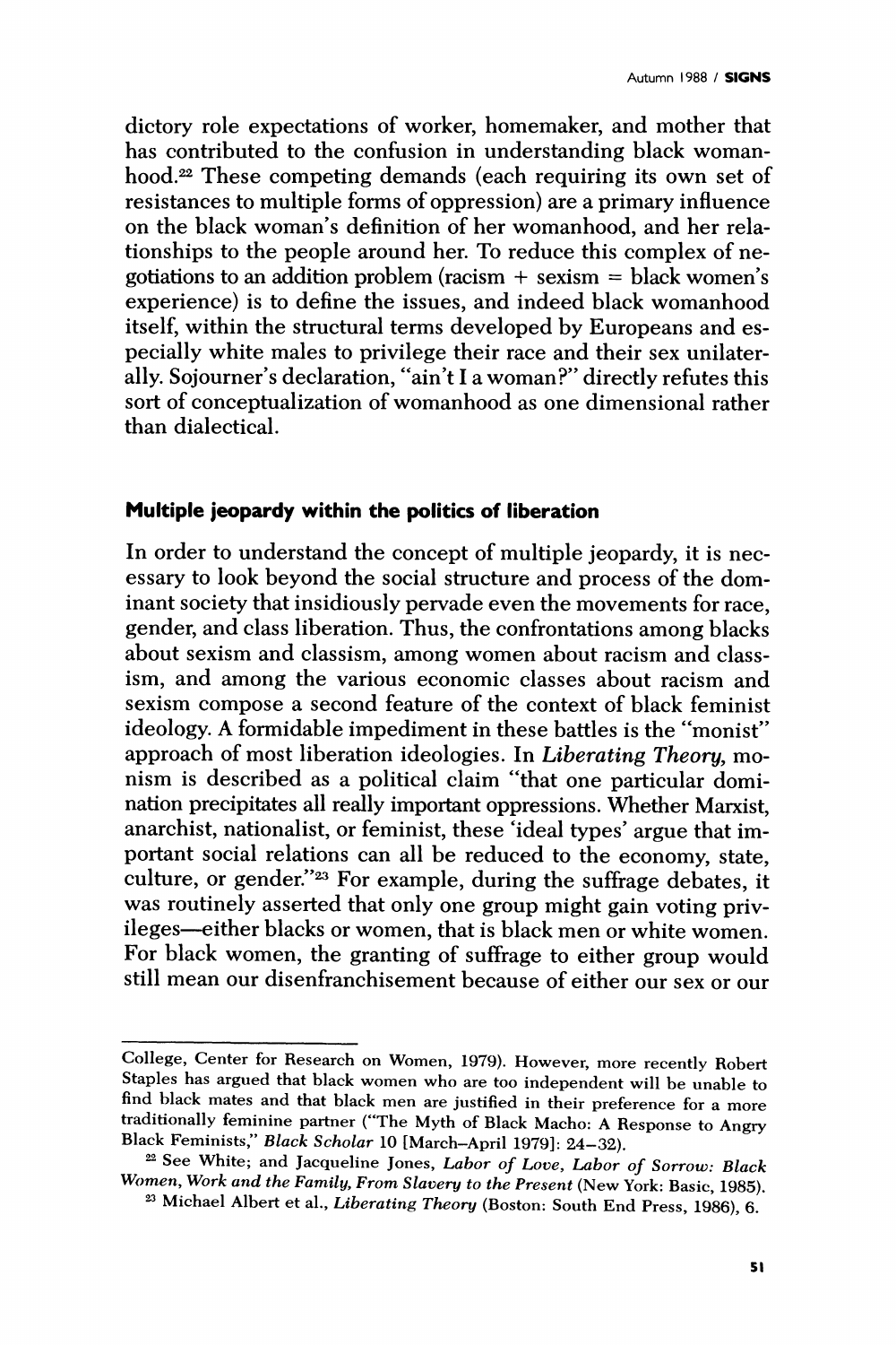dictory role expectations of worker, homemaker, and mother that has contributed to the confusion in understanding black womanhood.[22] These competing demands (each requiring its own set of resistances to multiple forms of oppression) are a primary influence on the black woman's definition of her womanhood, and her relationships to the people around her. To reduce this complex of negotiations to an addition problem (racism + sexism = black women's experience) is to define the issues, and indeed black womanhood itself, within the structural terms developed by Europeans and especially white males to privilege their race and their sex unilaterally. Sojourner's declaration, "ain't I a woman?" directly refutes this sort of conceptualization of womanhood as one dimensional rather than dialectical.

## Multiple jeopardy within the politics of liberation

In order to understand the concept of multiple jeopardy, it is necessary to look beyond the social structure and process of the dominant society that insidiously pervade even the movements for race, gender, and class liberation. Thus, the confrontations among blacks about sexism and classism, among women about racism and classism, and among the various economic classes about racism and sexism compose a second feature of the context of black feminist ideology. A formidable impediment in these battles is the "monist" approach of most liberation ideologies. In *Liberating Theory*, monism is described as a political claim "that one particular domination precipitates all really important oppressions. Whether Marxist, anarchist, nationalist, or feminist, these 'ideal types' argue that important social relations can all be reduced to the economy, state, culture, or gender."[23] For example, during the suffrage debates, it was routinely asserted that only one group might gain voting privileges—either blacks or women, that is black men or white women. For black women, the granting of suffrage to either group would still mean our disenfranchisement because of either our sex or our

---

College, Center for Research on Women, 1979). However, more recently Robert Staples has argued that black women who are too independent will be unable to find black mates and that black men are justified in their preference for a more traditionally feminine partner ("The Myth of Black Macho: A Response to Angry Black Feminists," *Black Scholar* 10 [March–April 1979]: 24–32).

[22] See White; and Jacqueline Jones, *Labor of Love, Labor of Sorrow: Black Women, Work and the Family, From Slavery to the Present* (New York: Basic, 1985).

[23] Michael Albert et al., *Liberating Theory* (Boston: South End Press, 1986), 6.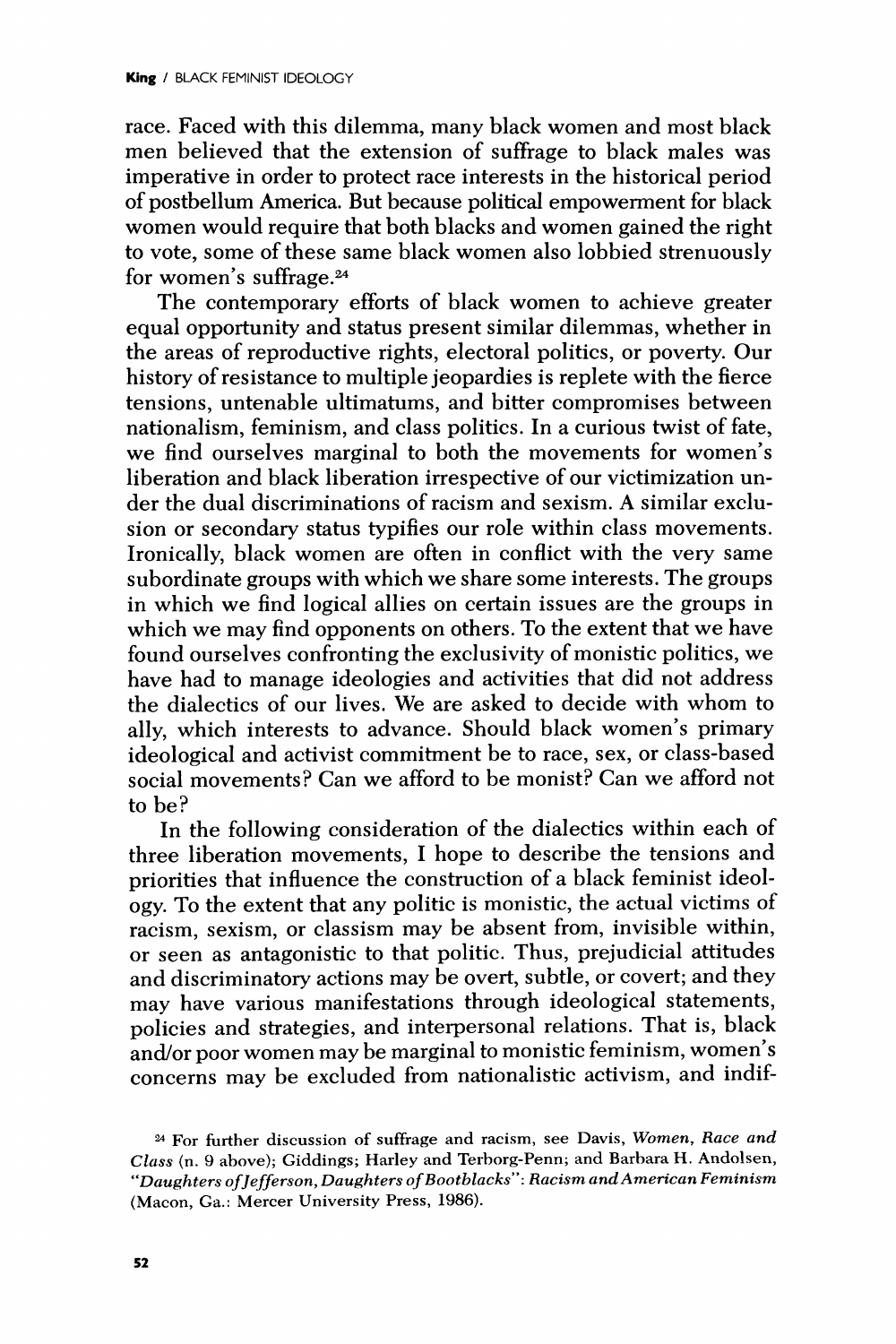race. Faced with this dilemma, many black women and most black men believed that the extension of suffrage to black males was imperative in order to protect race interests in the historical period of postbellum America. But because political empowerment for black women would require that both blacks and women gained the right to vote, some of these same black women also lobbied strenuously for women's suffrage.[24]

The contemporary efforts of black women to achieve greater equal opportunity and status present similar dilemmas, whether in the areas of reproductive rights, electoral politics, or poverty. Our history of resistance to multiple jeopardies is replete with the fierce tensions, untenable ultimatums, and bitter compromises between nationalism, feminism, and class politics. In a curious twist of fate, we find ourselves marginal to both the movements for women's liberation and black liberation irrespective of our victimization under the dual discriminations of racism and sexism. A similar exclusion or secondary status typifies our role within class movements. Ironically, black women are often in conflict with the very same subordinate groups with which we share some interests. The groups in which we find logical allies on certain issues are the groups in which we may find opponents on others. To the extent that we have found ourselves confronting the exclusivity of monistic politics, we have had to manage ideologies and activities that did not address the dialectics of our lives. We are asked to decide with whom to ally, which interests to advance. Should black women's primary ideological and activist commitment be to race, sex, or class-based social movements? Can we afford to be monist? Can we afford not to be?

In the following consideration of the dialectics within each of three liberation movements, I hope to describe the tensions and priorities that influence the construction of a black feminist ideology. To the extent that any politic is monistic, the actual victims of racism, sexism, or classism may be absent from, invisible within, or seen as antagonistic to that politic. Thus, prejudicial attitudes and discriminatory actions may be overt, subtle, or covert; and they may have various manifestations through ideological statements, policies and strategies, and interpersonal relations. That is, black and/or poor women may be marginal to monistic feminism, women's concerns may be excluded from nationalistic activism, and indif-

[24] For further discussion of suffrage and racism, see Davis, *Women, Race and Class* (n. 9 above); Giddings; Harley and Terborg-Penn; and Barbara H. Andolsen, *"Daughters of Jefferson, Daughters of Bootblacks": Racism and American Feminism* (Macon, Ga.: Mercer University Press, 1986).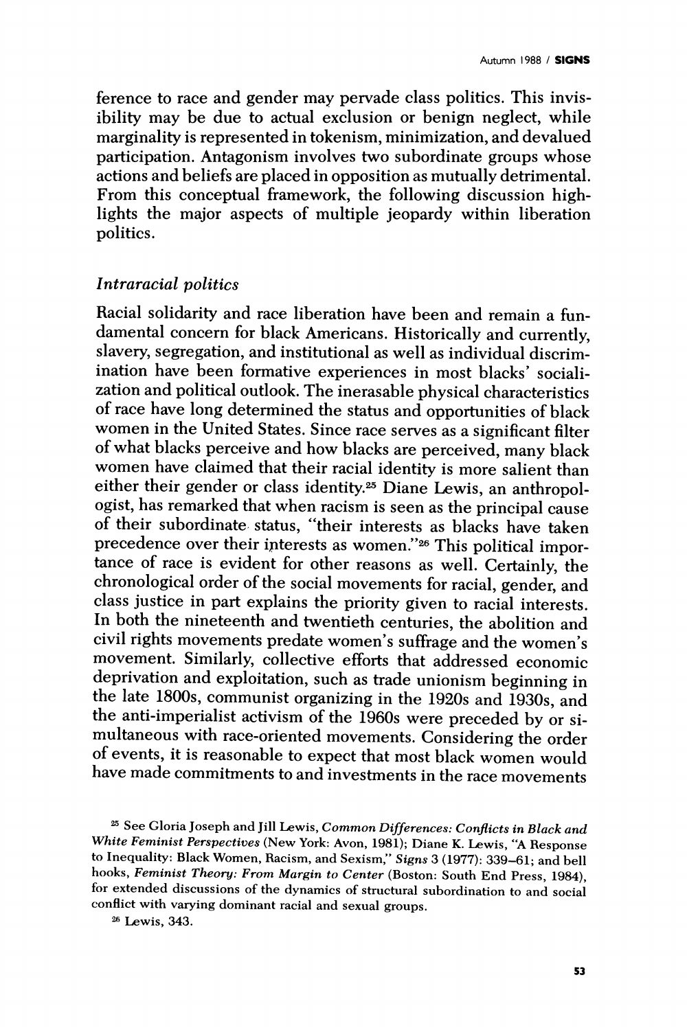ference to race and gender may pervade class politics. This invisibility may be due to actual exclusion or benign neglect, while marginality is represented in tokenism, minimization, and devalued participation. Antagonism involves two subordinate groups whose actions and beliefs are placed in opposition as mutually detrimental. From this conceptual framework, the following discussion highlights the major aspects of multiple jeopardy within liberation politics.

### *Intraracial politics*

Racial solidarity and race liberation have been and remain a fundamental concern for black Americans. Historically and currently, slavery, segregation, and institutional as well as individual discrimination have been formative experiences in most blacks' socialization and political outlook. The inerasable physical characteristics of race have long determined the status and opportunities of black women in the United States. Since race serves as a significant filter of what blacks perceive and how blacks are perceived, many black women have claimed that their racial identity is more salient than either their gender or class identity.[25] Diane Lewis, an anthropologist, has remarked that when racism is seen as the principal cause of their subordinate status, "their interests as blacks have taken precedence over their interests as women."[26] This political importance of race is evident for other reasons as well. Certainly, the chronological order of the social movements for racial, gender, and class justice in part explains the priority given to racial interests. In both the nineteenth and twentieth centuries, the abolition and civil rights movements predate women's suffrage and the women's movement. Similarly, collective efforts that addressed economic deprivation and exploitation, such as trade unionism beginning in the late 1800s, communist organizing in the 1920s and 1930s, and the anti-imperialist activism of the 1960s were preceded by or simultaneous with race-oriented movements. Considering the order of events, it is reasonable to expect that most black women would have made commitments to and investments in the race movements

[25] See Gloria Joseph and Jill Lewis, *Common Differences: Conflicts in Black and White Feminist Perspectives* (New York: Avon, 1981); Diane K. Lewis, "A Response to Inequality: Black Women, Racism, and Sexism," *Signs* 3 (1977): 339–61; and bell hooks, *Feminist Theory: From Margin to Center* (Boston: South End Press, 1984), for extended discussions of the dynamics of structural subordination to and social conflict with varying dominant racial and sexual groups.

[26] Lewis, 343.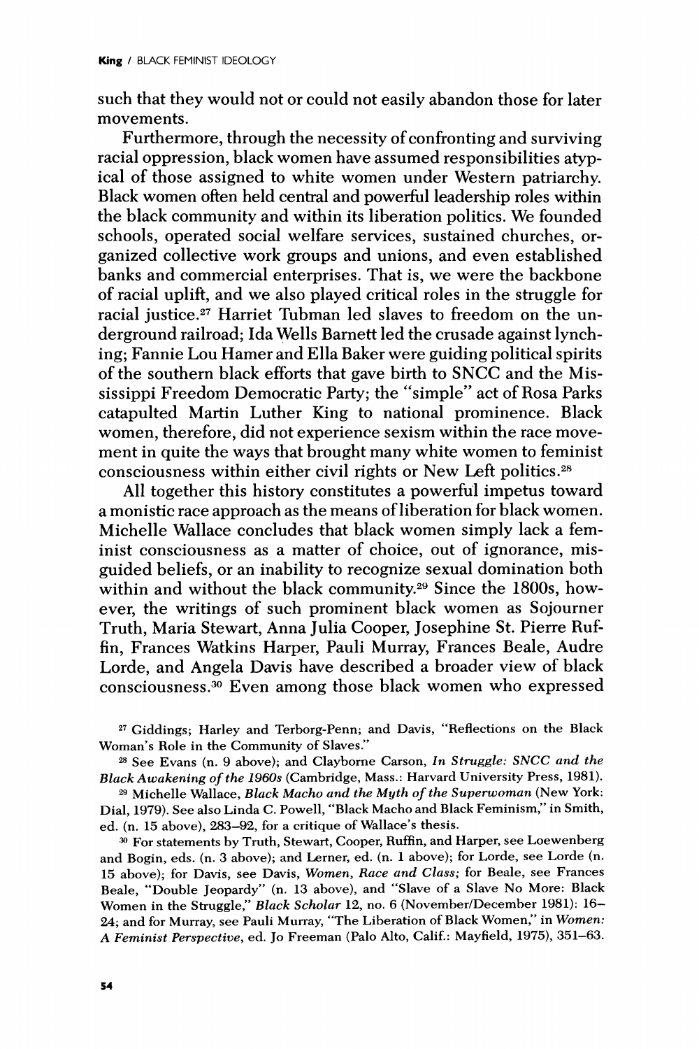such that they would not or could not easily abandon those for later movements.

Furthermore, through the necessity of confronting and surviving racial oppression, black women have assumed responsibilities atypical of those assigned to white women under Western patriarchy. Black women often held central and powerful leadership roles within the black community and within its liberation politics. We founded schools, operated social welfare services, sustained churches, organized collective work groups and unions, and even established banks and commercial enterprises. That is, we were the backbone of racial uplift, and we also played critical roles in the struggle for racial justice.[27] Harriet Tubman led slaves to freedom on the underground railroad; Ida Wells Barnett led the crusade against lynching; Fannie Lou Hamer and Ella Baker were guiding political spirits of the southern black efforts that gave birth to SNCC and the Mississippi Freedom Democratic Party; the "simple" act of Rosa Parks catapulted Martin Luther King to national prominence. Black women, therefore, did not experience sexism within the race movement in quite the ways that brought many white women to feminist consciousness within either civil rights or New Left politics.[28]

All together this history constitutes a powerful impetus toward a monistic race approach as the means of liberation for black women. Michelle Wallace concludes that black women simply lack a feminist consciousness as a matter of choice, out of ignorance, misguided beliefs, or an inability to recognize sexual domination both within and without the black community.[29] Since the 1800s, however, the writings of such prominent black women as Sojourner Truth, Maria Stewart, Anna Julia Cooper, Josephine St. Pierre Ruffin, Frances Watkins Harper, Pauli Murray, Frances Beale, Audre Lorde, and Angela Davis have described a broader view of black consciousness.[30] Even among those black women who expressed

[27] Giddings; Harley and Terborg-Penn; and Davis, "Reflections on the Black Woman's Role in the Community of Slaves."

[28] See Evans (n. 9 above); and Clayborne Carson, *In Struggle: SNCC and the Black Awakening of the 1960s* (Cambridge, Mass.: Harvard University Press, 1981).

[29] Michelle Wallace, *Black Macho and the Myth of the Superwoman* (New York: Dial, 1979). See also Linda C. Powell, "Black Macho and Black Feminism," in Smith, ed. (n. 15 above), 283–92, for a critique of Wallace's thesis.

[30] For statements by Truth, Stewart, Cooper, Ruffin, and Harper, see Loewenberg and Bogin, eds. (n. 3 above); and Lerner, ed. (n. 1 above); for Lorde, see Lorde (n. 15 above); for Davis, see Davis, *Women, Race and Class;* for Beale, see Frances Beale, "Double Jeopardy" (n. 13 above), and "Slave of a Slave No More: Black Women in the Struggle," *Black Scholar* 12, no. 6 (November/December 1981): 16–24; and for Murray, see Pauli Murray, "The Liberation of Black Women," in *Women: A Feminist Perspective*, ed. Jo Freeman (Palo Alto, Calif.: Mayfield, 1975), 351–63.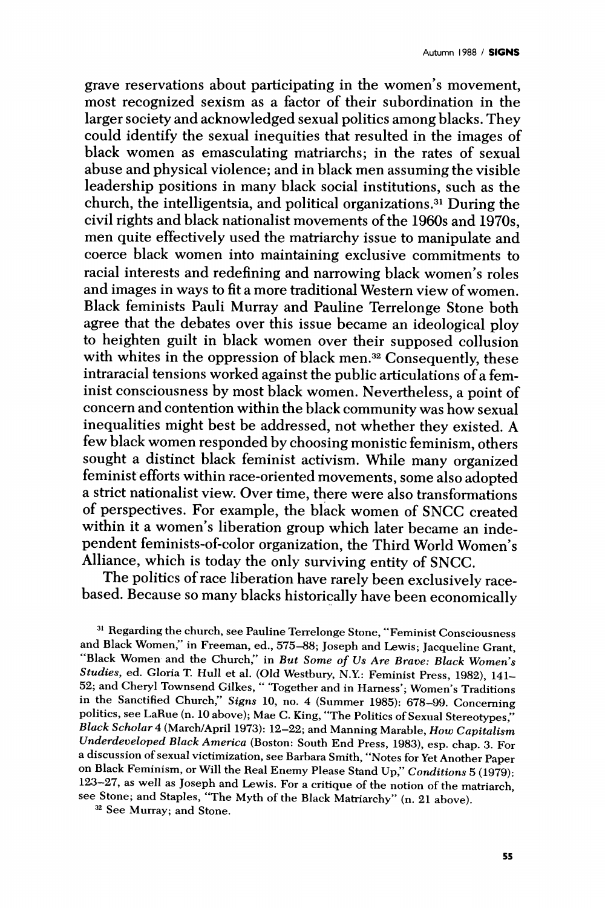grave reservations about participating in the women's movement, most recognized sexism as a factor of their subordination in the larger society and acknowledged sexual politics among blacks. They could identify the sexual inequities that resulted in the images of black women as emasculating matriarchs; in the rates of sexual abuse and physical violence; and in black men assuming the visible leadership positions in many black social institutions, such as the church, the intelligentsia, and political organizations.[31] During the civil rights and black nationalist movements of the 1960s and 1970s, men quite effectively used the matriarchy issue to manipulate and coerce black women into maintaining exclusive commitments to racial interests and redefining and narrowing black women's roles and images in ways to fit a more traditional Western view of women. Black feminists Pauli Murray and Pauline Terrelonge Stone both agree that the debates over this issue became an ideological ploy to heighten guilt in black women over their supposed collusion with whites in the oppression of black men.[32] Consequently, these intraracial tensions worked against the public articulations of a feminist consciousness by most black women. Nevertheless, a point of concern and contention within the black community was how sexual inequalities might best be addressed, not whether they existed. A few black women responded by choosing monistic feminism, others sought a distinct black feminist activism. While many organized feminist efforts within race-oriented movements, some also adopted a strict nationalist view. Over time, there were also transformations of perspectives. For example, the black women of SNCC created within it a women's liberation group which later became an independent feminists-of-color organization, the Third World Women's Alliance, which is today the only surviving entity of SNCC.

The politics of race liberation have rarely been exclusively race-based. Because so many blacks historically have been economically

[31] Regarding the church, see Pauline Terrelonge Stone, "Feminist Consciousness and Black Women," in Freeman, ed., 575–88; Joseph and Lewis; Jacqueline Grant, "Black Women and the Church," in *But Some of Us Are Brave: Black Women's Studies*, ed. Gloria T. Hull et al. (Old Westbury, N.Y.: Feminist Press, 1982), 141–52; and Cheryl Townsend Gilkes, " 'Together and in Harness'; Women's Traditions in the Sanctified Church," *Signs* 10, no. 4 (Summer 1985): 678–99. Concerning politics, see LaRue (n. 10 above); Mae C. King, "The Politics of Sexual Stereotypes," *Black Scholar* 4 (March/April 1973): 12–22; and Manning Marable, *How Capitalism Underdeveloped Black America* (Boston: South End Press, 1983), esp. chap. 3. For a discussion of sexual victimization, see Barbara Smith, "Notes for Yet Another Paper on Black Feminism, or Will the Real Enemy Please Stand Up," *Conditions* 5 (1979): 123–27, as well as Joseph and Lewis. For a critique of the notion of the matriarch, see Stone; and Staples, "The Myth of the Black Matriarchy" (n. 21 above).

[32] See Murray; and Stone.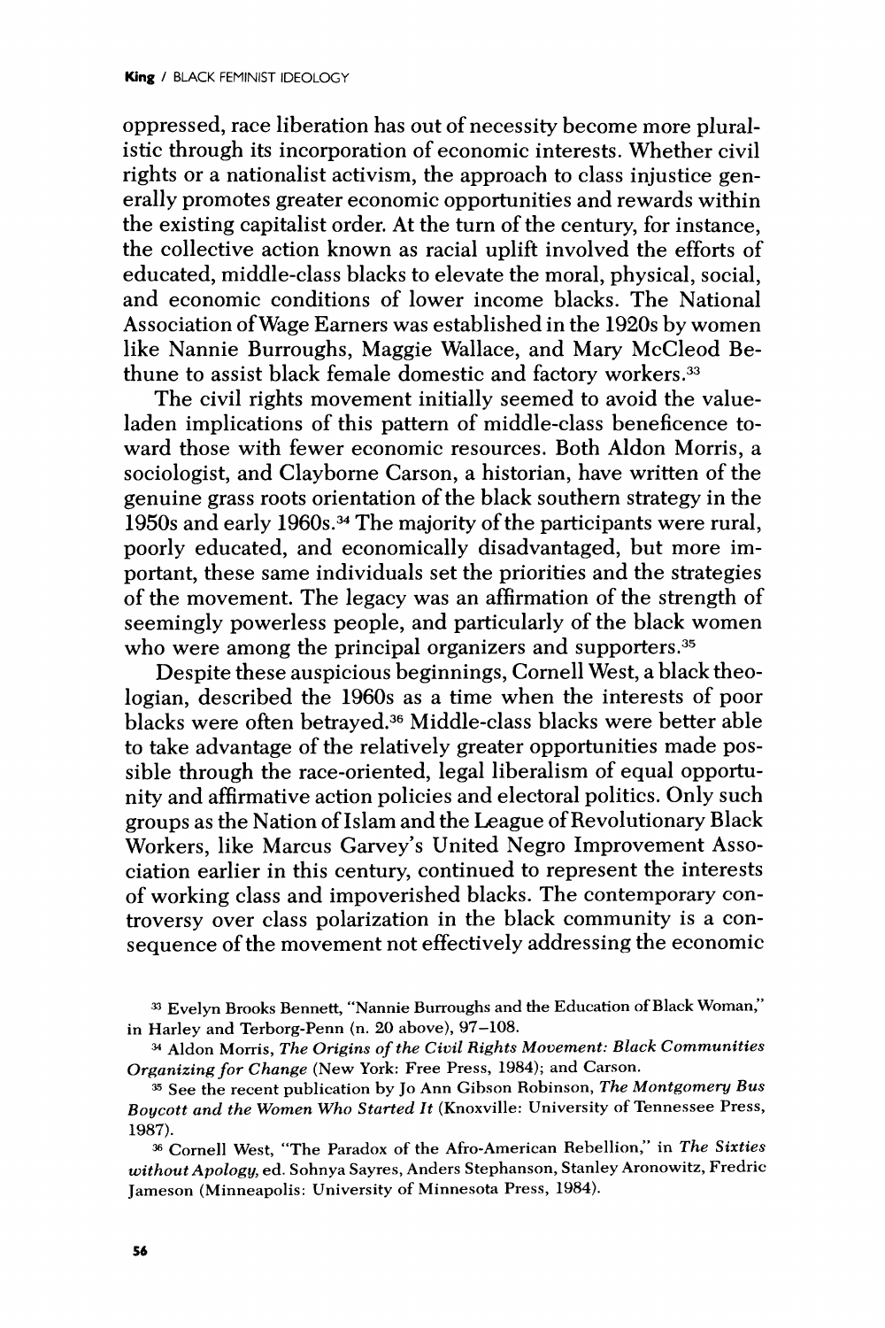oppressed, race liberation has out of necessity become more pluralistic through its incorporation of economic interests. Whether civil rights or a nationalist activism, the approach to class injustice generally promotes greater economic opportunities and rewards within the existing capitalist order. At the turn of the century, for instance, the collective action known as racial uplift involved the efforts of educated, middle-class blacks to elevate the moral, physical, social, and economic conditions of lower income blacks. The National Association of Wage Earners was established in the 1920s by women like Nannie Burroughs, Maggie Wallace, and Mary McCleod Bethune to assist black female domestic and factory workers.[33]

The civil rights movement initially seemed to avoid the value-laden implications of this pattern of middle-class beneficence toward those with fewer economic resources. Both Aldon Morris, a sociologist, and Clayborne Carson, a historian, have written of the genuine grass roots orientation of the black southern strategy in the 1950s and early 1960s.[34] The majority of the participants were rural, poorly educated, and economically disadvantaged, but more important, these same individuals set the priorities and the strategies of the movement. The legacy was an affirmation of the strength of seemingly powerless people, and particularly of the black women who were among the principal organizers and supporters.[35]

Despite these auspicious beginnings, Cornell West, a black theologian, described the 1960s as a time when the interests of poor blacks were often betrayed.[36] Middle-class blacks were better able to take advantage of the relatively greater opportunities made possible through the race-oriented, legal liberalism of equal opportunity and affirmative action policies and electoral politics. Only such groups as the Nation of Islam and the League of Revolutionary Black Workers, like Marcus Garvey's United Negro Improvement Association earlier in this century, continued to represent the interests of working class and impoverished blacks. The contemporary controversy over class polarization in the black community is a consequence of the movement not effectively addressing the economic

[33] Evelyn Brooks Bennett, "Nannie Burroughs and the Education of Black Woman," in Harley and Terborg-Penn (n. 20 above), 97–108.

[34] Aldon Morris, *The Origins of the Civil Rights Movement: Black Communities Organizing for Change* (New York: Free Press, 1984); and Carson.

[35] See the recent publication by Jo Ann Gibson Robinson, *The Montgomery Bus Boycott and the Women Who Started It* (Knoxville: University of Tennessee Press, 1987).

[36] Cornell West, "The Paradox of the Afro-American Rebellion," in *The Sixties without Apology*, ed. Sohnya Sayres, Anders Stephanson, Stanley Aronowitz, Fredric Jameson (Minneapolis: University of Minnesota Press, 1984).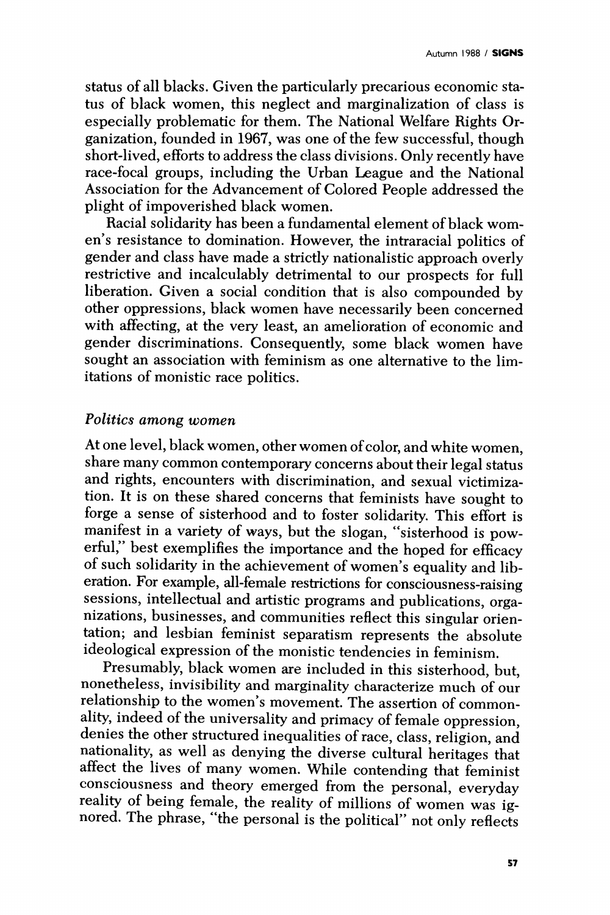status of all blacks. Given the particularly precarious economic status of black women, this neglect and marginalization of class is especially problematic for them. The National Welfare Rights Organization, founded in 1967, was one of the few successful, though short-lived, efforts to address the class divisions. Only recently have race-focal groups, including the Urban League and the National Association for the Advancement of Colored People addressed the plight of impoverished black women.

Racial solidarity has been a fundamental element of black women's resistance to domination. However, the intraracial politics of gender and class have made a strictly nationalistic approach overly restrictive and incalculably detrimental to our prospects for full liberation. Given a social condition that is also compounded by other oppressions, black women have necessarily been concerned with affecting, at the very least, an amelioration of economic and gender discriminations. Consequently, some black women have sought an association with feminism as one alternative to the limitations of monistic race politics.

### *Politics among women*

At one level, black women, other women of color, and white women, share many common contemporary concerns about their legal status and rights, encounters with discrimination, and sexual victimization. It is on these shared concerns that feminists have sought to forge a sense of sisterhood and to foster solidarity. This effort is manifest in a variety of ways, but the slogan, "sisterhood is powerful," best exemplifies the importance and the hoped for efficacy of such solidarity in the achievement of women's equality and liberation. For example, all-female restrictions for consciousness-raising sessions, intellectual and artistic programs and publications, organizations, businesses, and communities reflect this singular orientation; and lesbian feminist separatism represents the absolute ideological expression of the monistic tendencies in feminism.

Presumably, black women are included in this sisterhood, but, nonetheless, invisibility and marginality characterize much of our relationship to the women's movement. The assertion of commonality, indeed of the universality and primacy of female oppression, denies the other structured inequalities of race, class, religion, and nationality, as well as denying the diverse cultural heritages that affect the lives of many women. While contending that feminist consciousness and theory emerged from the personal, everyday reality of being female, the reality of millions of women was ignored. The phrase, "the personal is the political" not only reflects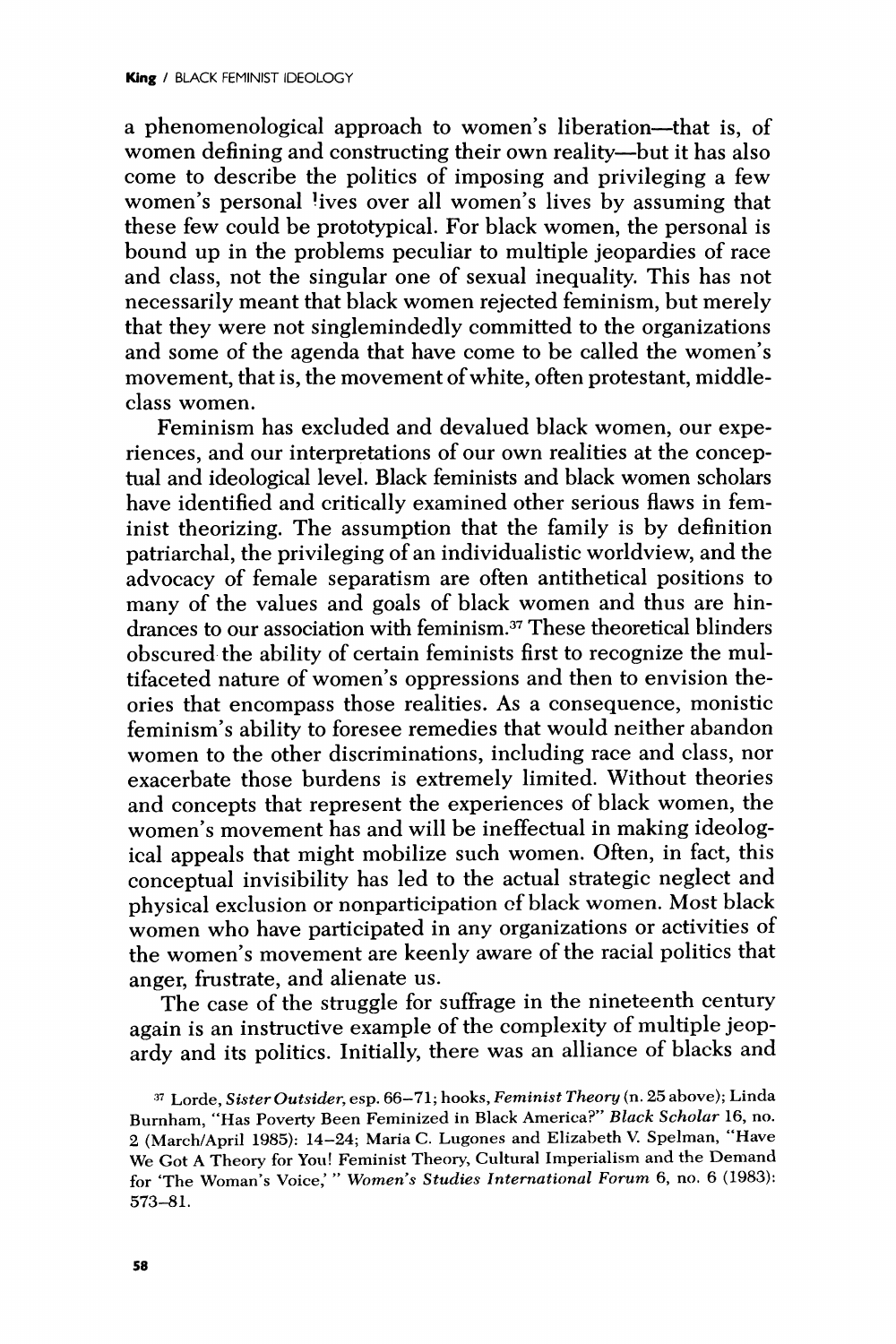a phenomenological approach to women's liberation—that is, of women defining and constructing their own reality—but it has also come to describe the politics of imposing and privileging a few women's personal lives over all women's lives by assuming that these few could be prototypical. For black women, the personal is bound up in the problems peculiar to multiple jeopardies of race and class, not the singular one of sexual inequality. This has not necessarily meant that black women rejected feminism, but merely that they were not singlemindedly committed to the organizations and some of the agenda that have come to be called the women's movement, that is, the movement of white, often protestant, middle-class women.

Feminism has excluded and devalued black women, our experiences, and our interpretations of our own realities at the conceptual and ideological level. Black feminists and black women scholars have identified and critically examined other serious flaws in feminist theorizing. The assumption that the family is by definition patriarchal, the privileging of an individualistic worldview, and the advocacy of female separatism are often antithetical positions to many of the values and goals of black women and thus are hindrances to our association with feminism.[37] These theoretical blinders obscured the ability of certain feminists first to recognize the multifaceted nature of women's oppressions and then to envision theories that encompass those realities. As a consequence, monistic feminism's ability to foresee remedies that would neither abandon women to the other discriminations, including race and class, nor exacerbate those burdens is extremely limited. Without theories and concepts that represent the experiences of black women, the women's movement has and will be ineffectual in making ideological appeals that might mobilize such women. Often, in fact, this conceptual invisibility has led to the actual strategic neglect and physical exclusion or nonparticipation of black women. Most black women who have participated in any organizations or activities of the women's movement are keenly aware of the racial politics that anger, frustrate, and alienate us.

The case of the struggle for suffrage in the nineteenth century again is an instructive example of the complexity of multiple jeopardy and its politics. Initially, there was an alliance of blacks and

[37] Lorde, *Sister Outsider*, esp. 66–71; hooks, *Feminist Theory* (n. 25 above); Linda Burnham, "Has Poverty Been Feminized in Black America?" *Black Scholar* 16, no. 2 (March/April 1985): 14–24; Maria C. Lugones and Elizabeth V. Spelman, "Have We Got A Theory for You! Feminist Theory, Cultural Imperialism and the Demand for 'The Woman's Voice,'" *Women's Studies International Forum* 6, no. 6 (1983): 573–81.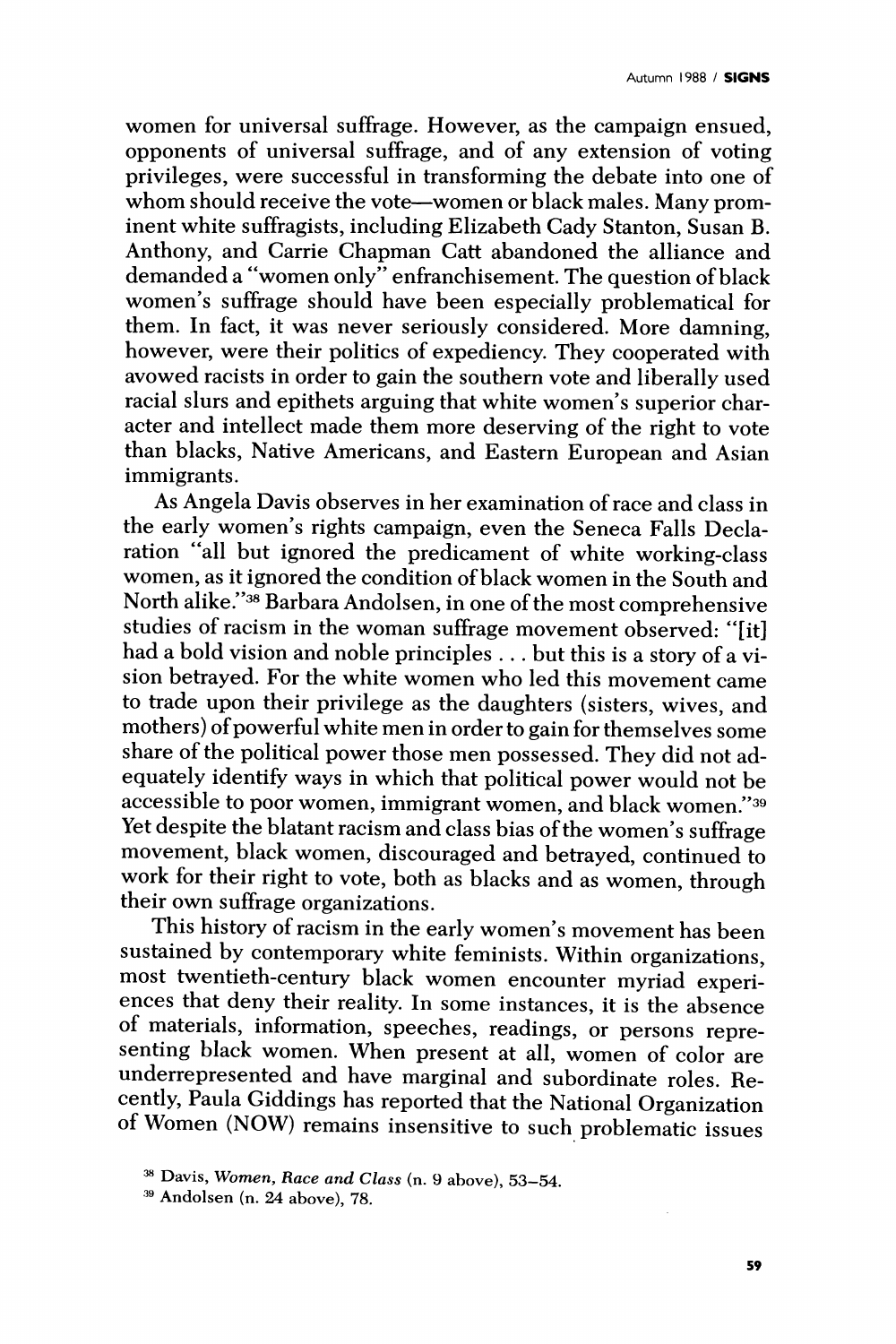women for universal suffrage. However, as the campaign ensued, opponents of universal suffrage, and of any extension of voting privileges, were successful in transforming the debate into one of whom should receive the vote—women or black males. Many prominent white suffragists, including Elizabeth Cady Stanton, Susan B. Anthony, and Carrie Chapman Catt abandoned the alliance and demanded a "women only" enfranchisement. The question of black women's suffrage should have been especially problematical for them. In fact, it was never seriously considered. More damning, however, were their politics of expediency. They cooperated with avowed racists in order to gain the southern vote and liberally used racial slurs and epithets arguing that white women's superior character and intellect made them more deserving of the right to vote than blacks, Native Americans, and Eastern European and Asian immigrants.

As Angela Davis observes in her examination of race and class in the early women's rights campaign, even the Seneca Falls Declaration "all but ignored the predicament of white working-class women, as it ignored the condition of black women in the South and North alike."[38] Barbara Andolsen, in one of the most comprehensive studies of racism in the woman suffrage movement observed: "[it] had a bold vision and noble principles . . . but this is a story of a vision betrayed. For the white women who led this movement came to trade upon their privilege as the daughters (sisters, wives, and mothers) of powerful white men in order to gain for themselves some share of the political power those men possessed. They did not adequately identify ways in which that political power would not be accessible to poor women, immigrant women, and black women."[39] Yet despite the blatant racism and class bias of the women's suffrage movement, black women, discouraged and betrayed, continued to work for their right to vote, both as blacks and as women, through their own suffrage organizations.

This history of racism in the early women's movement has been sustained by contemporary white feminists. Within organizations, most twentieth-century black women encounter myriad experiences that deny their reality. In some instances, it is the absence of materials, information, speeches, readings, or persons representing black women. When present at all, women of color are underrepresented and have marginal and subordinate roles. Recently, Paula Giddings has reported that the National Organization of Women (NOW) remains insensitive to such problematic issues

[38] Davis, *Women, Race and Class* (n. 9 above), 53–54.

[39] Andolsen (n. 24 above), 78.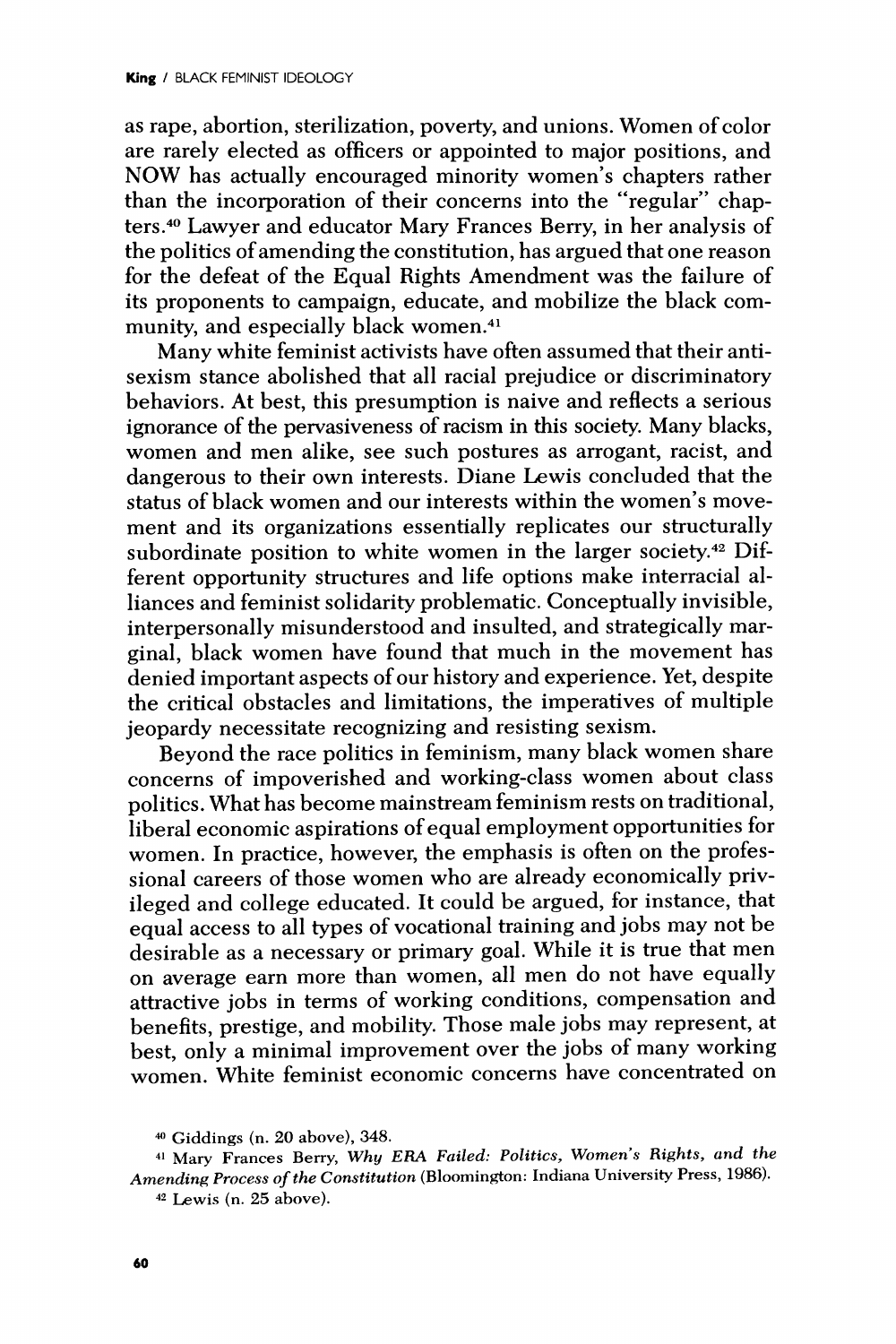as rape, abortion, sterilization, poverty, and unions. Women of color are rarely elected as officers or appointed to major positions, and NOW has actually encouraged minority women's chapters rather than the incorporation of their concerns into the "regular" chapters.[40] Lawyer and educator Mary Frances Berry, in her analysis of the politics of amending the constitution, has argued that one reason for the defeat of the Equal Rights Amendment was the failure of its proponents to campaign, educate, and mobilize the black community, and especially black women.[41]

Many white feminist activists have often assumed that their antisexism stance abolished that all racial prejudice or discriminatory behaviors. At best, this presumption is naive and reflects a serious ignorance of the pervasiveness of racism in this society. Many blacks, women and men alike, see such postures as arrogant, racist, and dangerous to their own interests. Diane Lewis concluded that the status of black women and our interests within the women's movement and its organizations essentially replicates our structurally subordinate position to white women in the larger society.[42] Different opportunity structures and life options make interracial alliances and feminist solidarity problematic. Conceptually invisible, interpersonally misunderstood and insulted, and strategically marginal, black women have found that much in the movement has denied important aspects of our history and experience. Yet, despite the critical obstacles and limitations, the imperatives of multiple jeopardy necessitate recognizing and resisting sexism.

Beyond the race politics in feminism, many black women share concerns of impoverished and working-class women about class politics. What has become mainstream feminism rests on traditional, liberal economic aspirations of equal employment opportunities for women. In practice, however, the emphasis is often on the professional careers of those women who are already economically privileged and college educated. It could be argued, for instance, that equal access to all types of vocational training and jobs may not be desirable as a necessary or primary goal. While it is true that men on average earn more than women, all men do not have equally attractive jobs in terms of working conditions, compensation and benefits, prestige, and mobility. Those male jobs may represent, at best, only a minimal improvement over the jobs of many working women. White feminist economic concerns have concentrated on

[40] Giddings (n. 20 above), 348.

[41] Mary Frances Berry, *Why ERA Failed: Politics, Women's Rights, and the Amending Process of the Constitution* (Bloomington: Indiana University Press, 1986).

[42] Lewis (n. 25 above).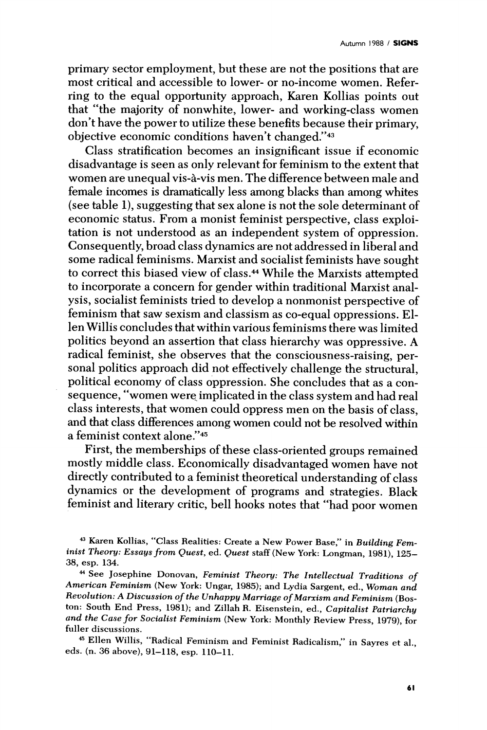primary sector employment, but these are not the positions that are most critical and accessible to lower- or no-income women. Referring to the equal opportunity approach, Karen Kollias points out that "the majority of nonwhite, lower- and working-class women don't have the power to utilize these benefits because their primary, objective economic conditions haven't changed."[43]

Class stratification becomes an insignificant issue if economic disadvantage is seen as only relevant for feminism to the extent that women are unequal vis-à-vis men. The difference between male and female incomes is dramatically less among blacks than among whites (see table 1), suggesting that sex alone is not the sole determinant of economic status. From a monist feminist perspective, class exploitation is not understood as an independent system of oppression. Consequently, broad class dynamics are not addressed in liberal and some radical feminisms. Marxist and socialist feminists have sought to correct this biased view of class.[44] While the Marxists attempted to incorporate a concern for gender within traditional Marxist analysis, socialist feminists tried to develop a nonmonist perspective of feminism that saw sexism and classism as co-equal oppressions. Ellen Willis concludes that within various feminisms there was limited politics beyond an assertion that class hierarchy was oppressive. A radical feminist, she observes that the consciousness-raising, personal politics approach did not effectively challenge the structural, political economy of class oppression. She concludes that as a consequence, "women were implicated in the class system and had real class interests, that women could oppress men on the basis of class, and that class differences among women could not be resolved within a feminist context alone."[45]

First, the memberships of these class-oriented groups remained mostly middle class. Economically disadvantaged women have not directly contributed to a feminist theoretical understanding of class dynamics or the development of programs and strategies. Black feminist and literary critic, bell hooks notes that "had poor women

[43] Karen Kollias, "Class Realities: Create a New Power Base," in *Building Feminist Theory: Essays from Quest*, ed. *Quest* staff (New York: Longman, 1981), 125–38, esp. 134.

[44] See Josephine Donovan, *Feminist Theory: The Intellectual Traditions of American Feminism* (New York: Ungar, 1985); and Lydia Sargent, ed., *Woman and Revolution: A Discussion of the Unhappy Marriage of Marxism and Feminism* (Boston: South End Press, 1981); and Zillah R. Eisenstein, ed., *Capitalist Patriarchy and the Case for Socialist Feminism* (New York: Monthly Review Press, 1979), for fuller discussions.

[45] Ellen Willis, "Radical Feminism and Feminist Radicalism," in Sayres et al., eds. (n. 36 above), 91–118, esp. 110–11.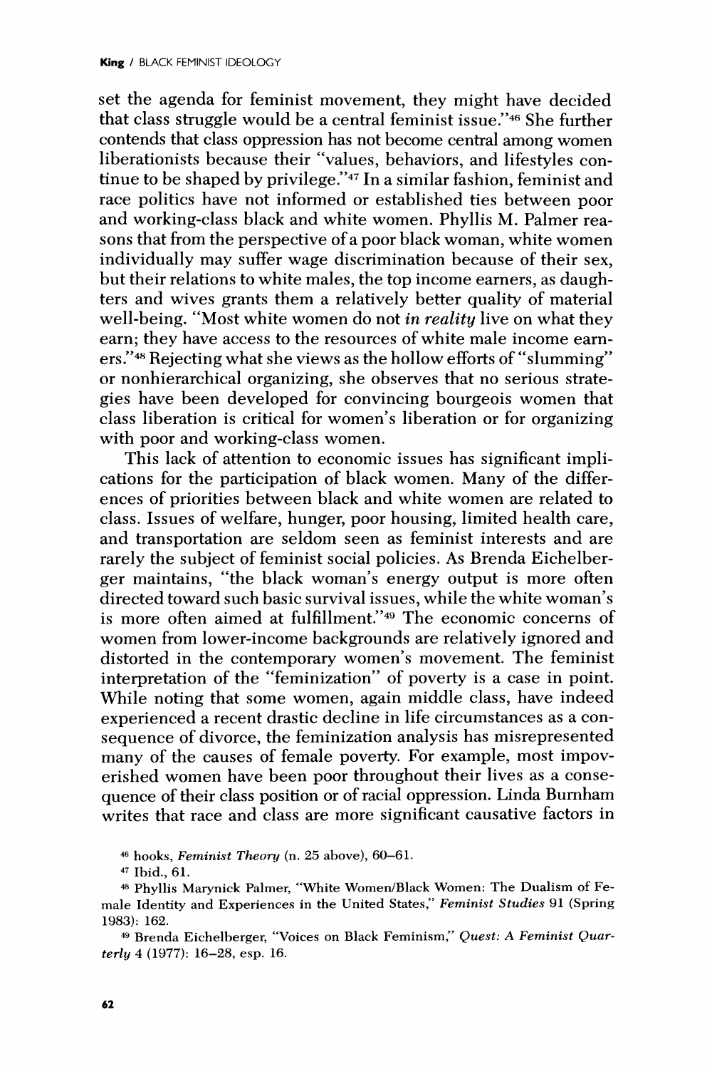set the agenda for feminist movement, they might have decided that class struggle would be a central feminist issue."[46] She further contends that class oppression has not become central among women liberationists because their "values, behaviors, and lifestyles continue to be shaped by privilege."[47] In a similar fashion, feminist and race politics have not informed or established ties between poor and working-class black and white women. Phyllis M. Palmer reasons that from the perspective of a poor black woman, white women individually may suffer wage discrimination because of their sex, but their relations to white males, the top income earners, as daughters and wives grants them a relatively better quality of material well-being. "Most white women do not *in reality* live on what they earn; they have access to the resources of white male income earners."[48] Rejecting what she views as the hollow efforts of "slumming" or nonhierarchical organizing, she observes that no serious strategies have been developed for convincing bourgeois women that class liberation is critical for women's liberation or for organizing with poor and working-class women.

This lack of attention to economic issues has significant implications for the participation of black women. Many of the differences of priorities between black and white women are related to class. Issues of welfare, hunger, poor housing, limited health care, and transportation are seldom seen as feminist interests and are rarely the subject of feminist social policies. As Brenda Eichelberger maintains, "the black woman's energy output is more often directed toward such basic survival issues, while the white woman's is more often aimed at fulfillment."[49] The economic concerns of women from lower-income backgrounds are relatively ignored and distorted in the contemporary women's movement. The feminist interpretation of the "feminization" of poverty is a case in point. While noting that some women, again middle class, have indeed experienced a recent drastic decline in life circumstances as a consequence of divorce, the feminization analysis has misrepresented many of the causes of female poverty. For example, most impoverished women have been poor throughout their lives as a consequence of their class position or of racial oppression. Linda Burnham writes that race and class are more significant causative factors in

[46] hooks, *Feminist Theory* (n. 25 above), 60–61.

[47] Ibid., 61.

[48] Phyllis Marynick Palmer, "White Women/Black Women: The Dualism of Female Identity and Experiences in the United States," *Feminist Studies* 91 (Spring 1983): 162.

[49] Brenda Eichelberger, "Voices on Black Feminism," *Quest: A Feminist Quarterly* 4 (1977): 16–28, esp. 16.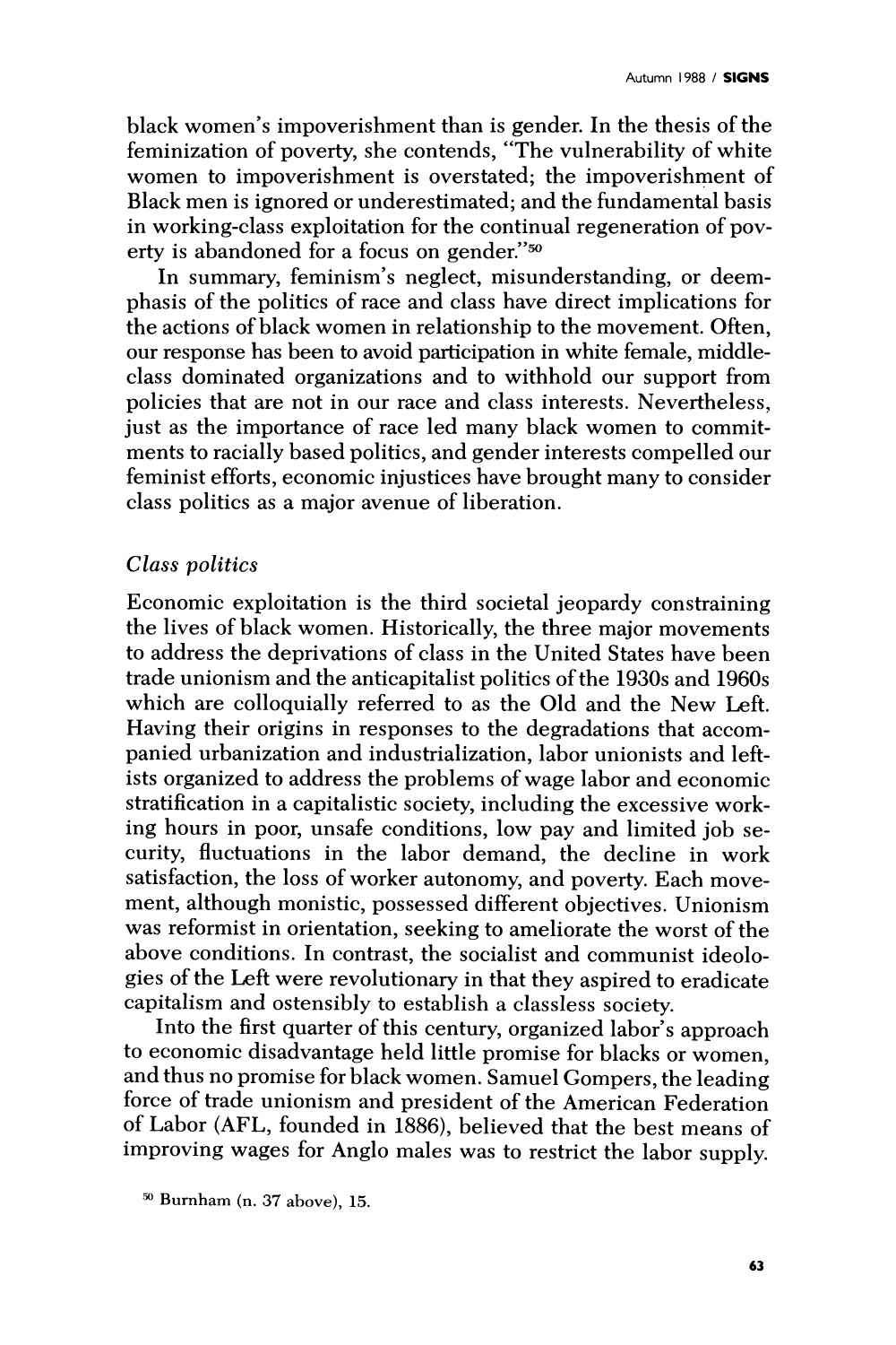black women's impoverishment than is gender. In the thesis of the feminization of poverty, she contends, "The vulnerability of white women to impoverishment is overstated; the impoverishment of Black men is ignored or underestimated; and the fundamental basis in working-class exploitation for the continual regeneration of poverty is abandoned for a focus on gender."[50]

In summary, feminism's neglect, misunderstanding, or deemphasis of the politics of race and class have direct implications for the actions of black women in relationship to the movement. Often, our response has been to avoid participation in white female, middle-class dominated organizations and to withhold our support from policies that are not in our race and class interests. Nevertheless, just as the importance of race led many black women to commitments to racially based politics, and gender interests compelled our feminist efforts, economic injustices have brought many to consider class politics as a major avenue of liberation.

### *Class politics*

Economic exploitation is the third societal jeopardy constraining the lives of black women. Historically, the three major movements to address the deprivations of class in the United States have been trade unionism and the anticapitalist politics of the 1930s and 1960s which are colloquially referred to as the Old and the New Left. Having their origins in responses to the degradations that accompanied urbanization and industrialization, labor unionists and leftists organized to address the problems of wage labor and economic stratification in a capitalistic society, including the excessive working hours in poor, unsafe conditions, low pay and limited job security, fluctuations in the labor demand, the decline in work satisfaction, the loss of worker autonomy, and poverty. Each movement, although monistic, possessed different objectives. Unionism was reformist in orientation, seeking to ameliorate the worst of the above conditions. In contrast, the socialist and communist ideologies of the Left were revolutionary in that they aspired to eradicate capitalism and ostensibly to establish a classless society.

Into the first quarter of this century, organized labor's approach to economic disadvantage held little promise for blacks or women, and thus no promise for black women. Samuel Gompers, the leading force of trade unionism and president of the American Federation of Labor (AFL, founded in 1886), believed that the best means of improving wages for Anglo males was to restrict the labor supply.

[50] Burnham (n. 37 above), 15.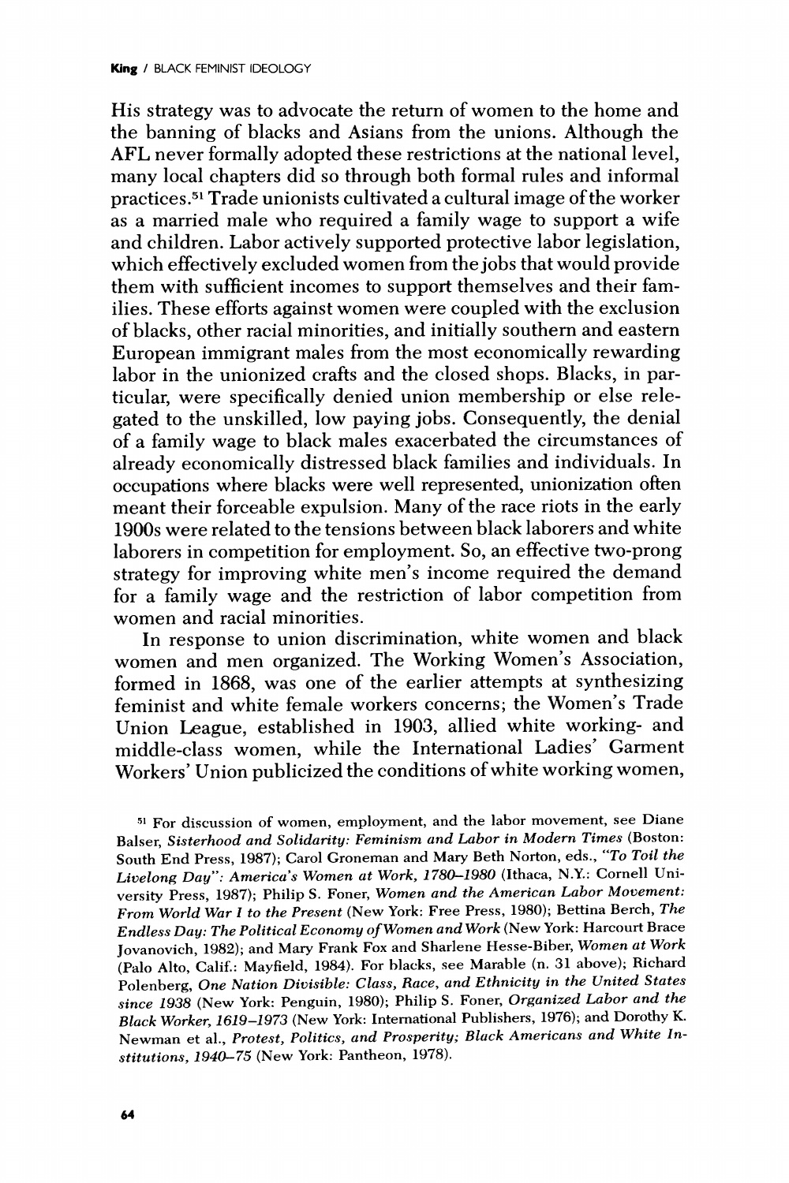His strategy was to advocate the return of women to the home and the banning of blacks and Asians from the unions. Although the AFL never formally adopted these restrictions at the national level, many local chapters did so through both formal rules and informal practices.[51] Trade unionists cultivated a cultural image of the worker as a married male who required a family wage to support a wife and children. Labor actively supported protective labor legislation, which effectively excluded women from the jobs that would provide them with sufficient incomes to support themselves and their families. These efforts against women were coupled with the exclusion of blacks, other racial minorities, and initially southern and eastern European immigrant males from the most economically rewarding labor in the unionized crafts and the closed shops. Blacks, in particular, were specifically denied union membership or else relegated to the unskilled, low paying jobs. Consequently, the denial of a family wage to black males exacerbated the circumstances of already economically distressed black families and individuals. In occupations where blacks were well represented, unionization often meant their forceable expulsion. Many of the race riots in the early 1900s were related to the tensions between black laborers and white laborers in competition for employment. So, an effective two-prong strategy for improving white men's income required the demand for a family wage and the restriction of labor competition from women and racial minorities.

In response to union discrimination, white women and black women and men organized. The Working Women's Association, formed in 1868, was one of the earlier attempts at synthesizing feminist and white female workers concerns; the Women's Trade Union League, established in 1903, allied white working- and middle-class women, while the International Ladies' Garment Workers' Union publicized the conditions of white working women,

[51] For discussion of women, employment, and the labor movement, see Diane Balser, *Sisterhood and Solidarity: Feminism and Labor in Modern Times* (Boston: South End Press, 1987); Carol Groneman and Mary Beth Norton, eds., *"To Toil the Livelong Day": America's Women at Work, 1780–1980* (Ithaca, N.Y.: Cornell University Press, 1987); Philip S. Foner, *Women and the American Labor Movement: From World War I to the Present* (New York: Free Press, 1980); Bettina Berch, *The Endless Day: The Political Economy of Women and Work* (New York: Harcourt Brace Jovanovich, 1982); and Mary Frank Fox and Sharlene Hesse-Biber, *Women at Work* (Palo Alto, Calif.: Mayfield, 1984). For blacks, see Marable (n. 31 above); Richard Polenberg, *One Nation Divisible: Class, Race, and Ethnicity in the United States since 1938* (New York: Penguin, 1980); Philip S. Foner, *Organized Labor and the Black Worker, 1619–1973* (New York: International Publishers, 1976); and Dorothy K. Newman et al., *Protest, Politics, and Prosperity; Black Americans and White Institutions, 1940–75* (New York: Pantheon, 1978).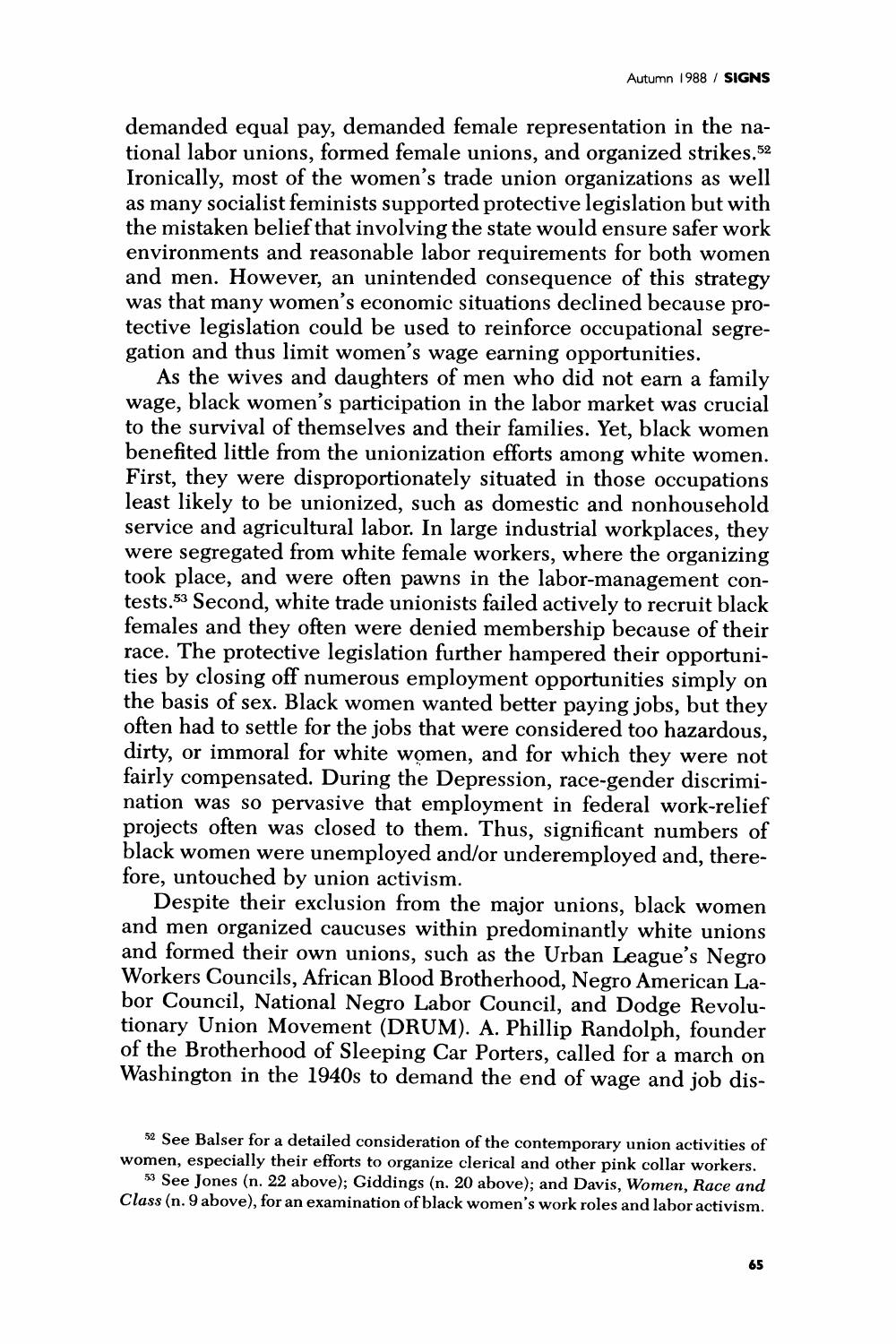demanded equal pay, demanded female representation in the national labor unions, formed female unions, and organized strikes.[52] Ironically, most of the women's trade union organizations as well as many socialist feminists supported protective legislation but with the mistaken belief that involving the state would ensure safer work environments and reasonable labor requirements for both women and men. However, an unintended consequence of this strategy was that many women's economic situations declined because protective legislation could be used to reinforce occupational segregation and thus limit women's wage earning opportunities.

As the wives and daughters of men who did not earn a family wage, black women's participation in the labor market was crucial to the survival of themselves and their families. Yet, black women benefited little from the unionization efforts among white women. First, they were disproportionately situated in those occupations least likely to be unionized, such as domestic and nonhousehold service and agricultural labor. In large industrial workplaces, they were segregated from white female workers, where the organizing took place, and were often pawns in the labor-management contests.[53] Second, white trade unionists failed actively to recruit black females and they often were denied membership because of their race. The protective legislation further hampered their opportunities by closing off numerous employment opportunities simply on the basis of sex. Black women wanted better paying jobs, but they often had to settle for the jobs that were considered too hazardous, dirty, or immoral for white women, and for which they were not fairly compensated. During the Depression, race-gender discrimination was so pervasive that employment in federal work-relief projects often was closed to them. Thus, significant numbers of black women were unemployed and/or underemployed and, therefore, untouched by union activism.

Despite their exclusion from the major unions, black women and men organized caucuses within predominantly white unions and formed their own unions, such as the Urban League's Negro Workers Councils, African Blood Brotherhood, Negro American Labor Council, National Negro Labor Council, and Dodge Revolutionary Union Movement (DRUM). A. Phillip Randolph, founder of the Brotherhood of Sleeping Car Porters, called for a march on Washington in the 1940s to demand the end of wage and job dis-

[52] See Balser for a detailed consideration of the contemporary union activities of women, especially their efforts to organize clerical and other pink collar workers.

[53] See Jones (n. 22 above); Giddings (n. 20 above); and Davis, *Women, Race and Class* (n. 9 above), for an examination of black women's work roles and labor activism.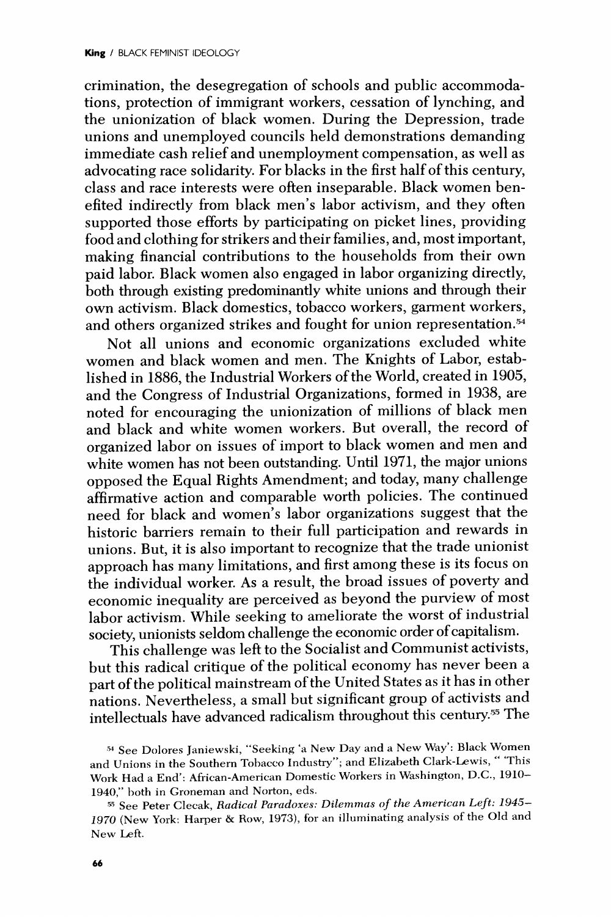crimination, the desegregation of schools and public accommodations, protection of immigrant workers, cessation of lynching, and the unionization of black women. During the Depression, trade unions and unemployed councils held demonstrations demanding immediate cash relief and unemployment compensation, as well as advocating race solidarity. For blacks in the first half of this century, class and race interests were often inseparable. Black women benefited indirectly from black men's labor activism, and they often supported those efforts by participating on picket lines, providing food and clothing for strikers and their families, and, most important, making financial contributions to the households from their own paid labor. Black women also engaged in labor organizing directly, both through existing predominantly white unions and through their own activism. Black domestics, tobacco workers, garment workers, and others organized strikes and fought for union representation.[54]

Not all unions and economic organizations excluded white women and black women and men. The Knights of Labor, established in 1886, the Industrial Workers of the World, created in 1905, and the Congress of Industrial Organizations, formed in 1938, are noted for encouraging the unionization of millions of black men and black and white women workers. But overall, the record of organized labor on issues of import to black women and men and white women has not been outstanding. Until 1971, the major unions opposed the Equal Rights Amendment; and today, many challenge affirmative action and comparable worth policies. The continued need for black and women's labor organizations suggest that the historic barriers remain to their full participation and rewards in unions. But, it is also important to recognize that the trade unionist approach has many limitations, and first among these is its focus on the individual worker. As a result, the broad issues of poverty and economic inequality are perceived as beyond the purview of most labor activism. While seeking to ameliorate the worst of industrial society, unionists seldom challenge the economic order of capitalism.

This challenge was left to the Socialist and Communist activists, but this radical critique of the political economy has never been a part of the political mainstream of the United States as it has in other nations. Nevertheless, a small but significant group of activists and intellectuals have advanced radicalism throughout this century.[55] The

[54] See Dolores Janiewski, "Seeking 'a New Day and a New Way': Black Women and Unions in the Southern Tobacco Industry"; and Elizabeth Clark-Lewis, " 'This Work Had a End': African-American Domestic Workers in Washington, D.C., 1910–1940," both in Groneman and Norton, eds.

[55] See Peter Clecak, *Radical Paradoxes: Dilemmas of the American Left: 1945–1970* (New York: Harper & Row, 1973), for an illuminating analysis of the Old and New Left.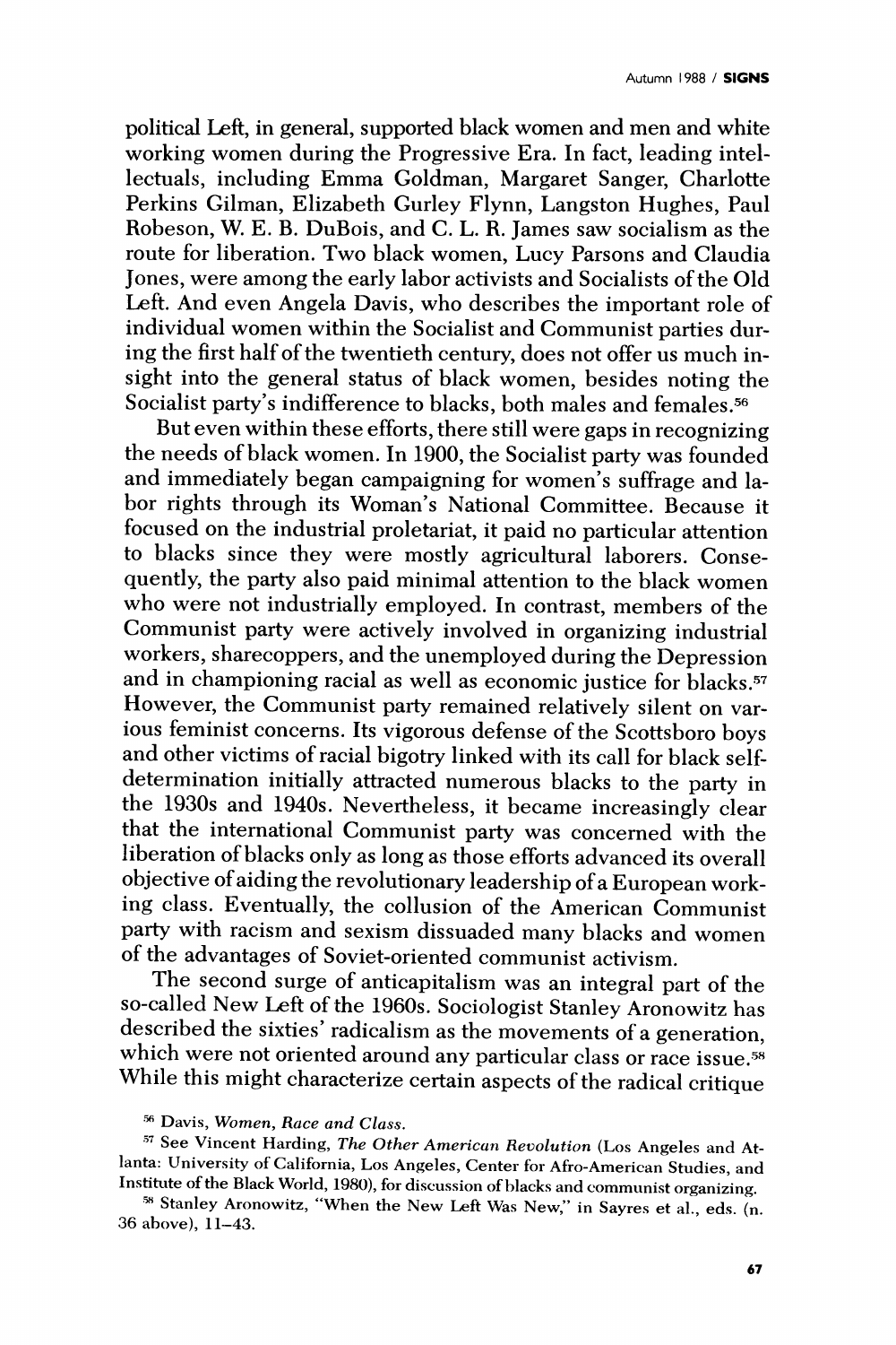political Left, in general, supported black women and men and white working women during the Progressive Era. In fact, leading intellectuals, including Emma Goldman, Margaret Sanger, Charlotte Perkins Gilman, Elizabeth Gurley Flynn, Langston Hughes, Paul Robeson, W. E. B. DuBois, and C. L. R. James saw socialism as the route for liberation. Two black women, Lucy Parsons and Claudia Jones, were among the early labor activists and Socialists of the Old Left. And even Angela Davis, who describes the important role of individual women within the Socialist and Communist parties during the first half of the twentieth century, does not offer us much insight into the general status of black women, besides noting the Socialist party's indifference to blacks, both males and females.[56]

But even within these efforts, there still were gaps in recognizing the needs of black women. In 1900, the Socialist party was founded and immediately began campaigning for women's suffrage and labor rights through its Woman's National Committee. Because it focused on the industrial proletariat, it paid no particular attention to blacks since they were mostly agricultural laborers. Consequently, the party also paid minimal attention to the black women who were not industrially employed. In contrast, members of the Communist party were actively involved in organizing industrial workers, sharecoppers, and the unemployed during the Depression and in championing racial as well as economic justice for blacks.[57] However, the Communist party remained relatively silent on various feminist concerns. Its vigorous defense of the Scottsboro boys and other victims of racial bigotry linked with its call for black self-determination initially attracted numerous blacks to the party in the 1930s and 1940s. Nevertheless, it became increasingly clear that the international Communist party was concerned with the liberation of blacks only as long as those efforts advanced its overall objective of aiding the revolutionary leadership of a European working class. Eventually, the collusion of the American Communist party with racism and sexism dissuaded many blacks and women of the advantages of Soviet-oriented communist activism.

The second surge of anticapitalism was an integral part of the so-called New Left of the 1960s. Sociologist Stanley Aronowitz has described the sixties' radicalism as the movements of a generation, which were not oriented around any particular class or race issue.[58] While this might characterize certain aspects of the radical critique

[56] Davis, *Women, Race and Class.*

[57] See Vincent Harding, *The Other American Revolution* (Los Angeles and Atlanta: University of California, Los Angeles, Center for Afro-American Studies, and Institute of the Black World, 1980), for discussion of blacks and communist organizing.

[58] Stanley Aronowitz, "When the New Left Was New," in Sayres et al., eds. (n. 36 above), 11–43.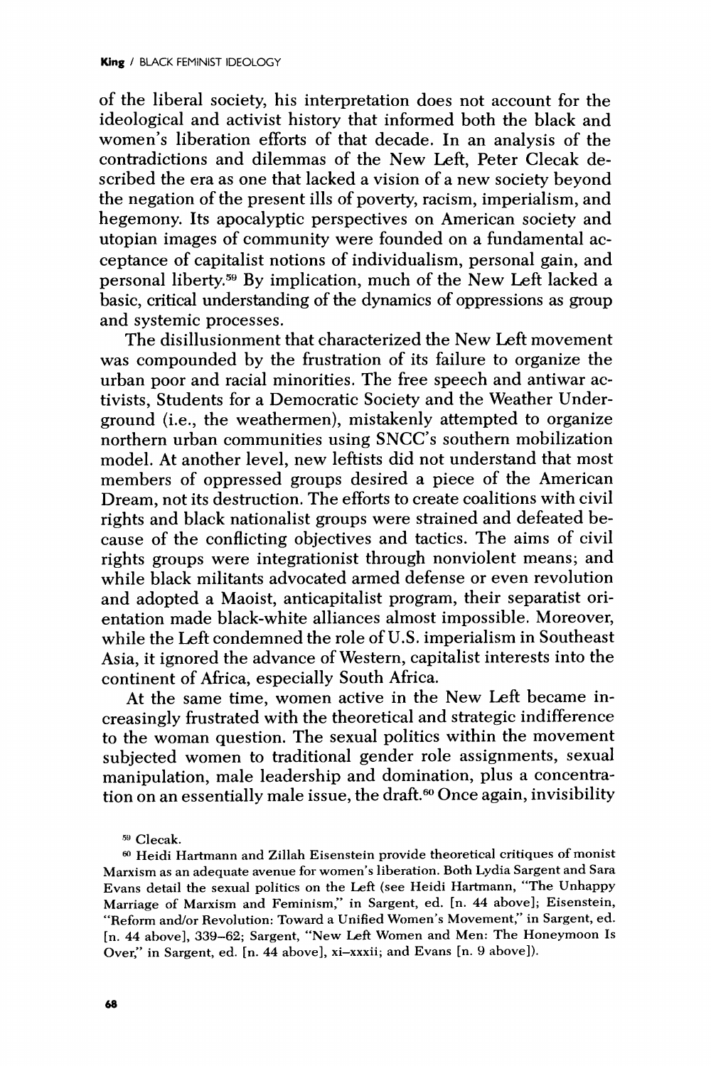of the liberal society, his interpretation does not account for the ideological and activist history that informed both the black and women's liberation efforts of that decade. In an analysis of the contradictions and dilemmas of the New Left, Peter Clecak described the era as one that lacked a vision of a new society beyond the negation of the present ills of poverty, racism, imperialism, and hegemony. Its apocalyptic perspectives on American society and utopian images of community were founded on a fundamental acceptance of capitalist notions of individualism, personal gain, and personal liberty.[59] By implication, much of the New Left lacked a basic, critical understanding of the dynamics of oppressions as group and systemic processes.

The disillusionment that characterized the New Left movement was compounded by the frustration of its failure to organize the urban poor and racial minorities. The free speech and antiwar activists, Students for a Democratic Society and the Weather Underground (i.e., the weathermen), mistakenly attempted to organize northern urban communities using SNCC's southern mobilization model. At another level, new leftists did not understand that most members of oppressed groups desired a piece of the American Dream, not its destruction. The efforts to create coalitions with civil rights and black nationalist groups were strained and defeated because of the conflicting objectives and tactics. The aims of civil rights groups were integrationist through nonviolent means; and while black militants advocated armed defense or even revolution and adopted a Maoist, anticapitalist program, their separatist orientation made black-white alliances almost impossible. Moreover, while the Left condemned the role of U.S. imperialism in Southeast Asia, it ignored the advance of Western, capitalist interests into the continent of Africa, especially South Africa.

At the same time, women active in the New Left became increasingly frustrated with the theoretical and strategic indifference to the woman question. The sexual politics within the movement subjected women to traditional gender role assignments, sexual manipulation, male leadership and domination, plus a concentration on an essentially male issue, the draft.[60] Once again, invisibility

[59] Clecak.

[60] Heidi Hartmann and Zillah Eisenstein provide theoretical critiques of monist Marxism as an adequate avenue for women's liberation. Both Lydia Sargent and Sara Evans detail the sexual politics on the Left (see Heidi Hartmann, "The Unhappy Marriage of Marxism and Feminism," in Sargent, ed. [n. 44 above]; Eisenstein, "Reform and/or Revolution: Toward a Unified Women's Movement," in Sargent, ed. [n. 44 above], 339–62; Sargent, "New Left Women and Men: The Honeymoon Is Over," in Sargent, ed. [n. 44 above], xi–xxxii; and Evans [n. 9 above]).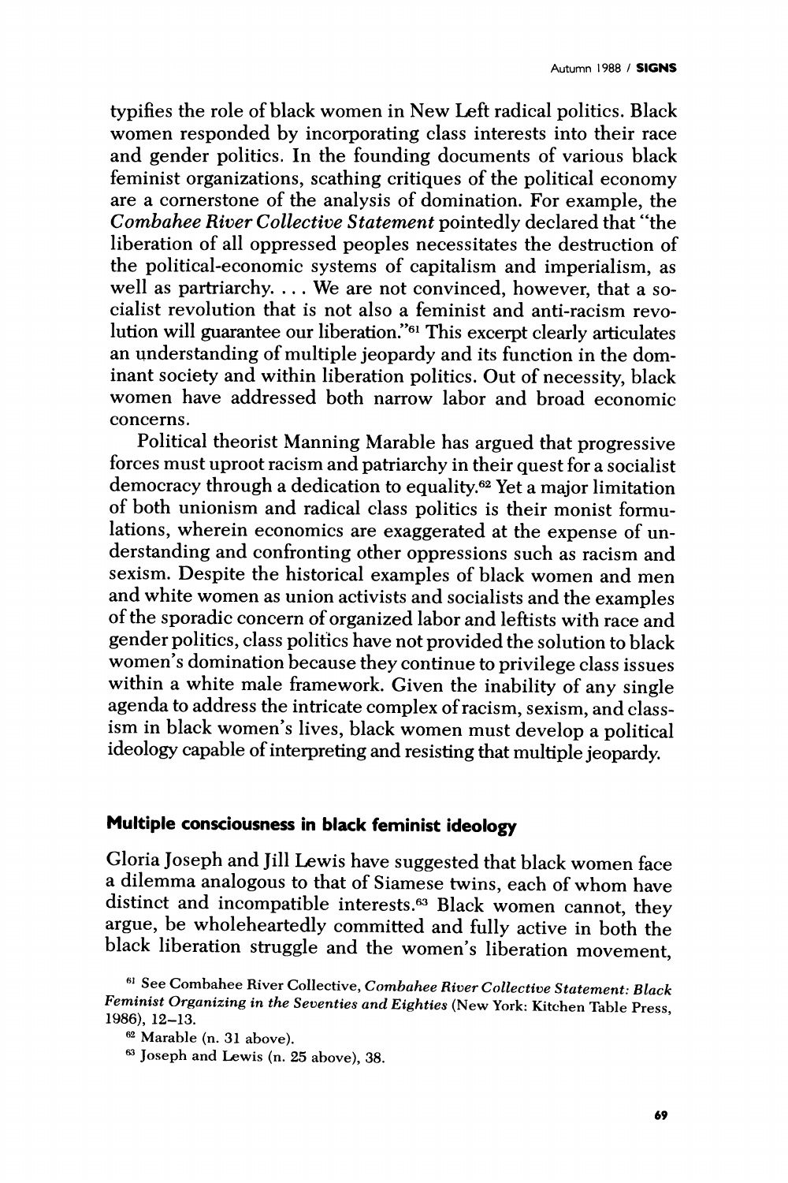typifies the role of black women in New Left radical politics. Black women responded by incorporating class interests into their race and gender politics. In the founding documents of various black feminist organizations, scathing critiques of the political economy are a cornerstone of the analysis of domination. For example, the *Combahee River Collective Statement* pointedly declared that "the liberation of all oppressed peoples necessitates the destruction of the political-economic systems of capitalism and imperialism, as well as partriarchy. . . . We are not convinced, however, that a socialist revolution that is not also a feminist and anti-racism revolution will guarantee our liberation."[61] This excerpt clearly articulates an understanding of multiple jeopardy and its function in the dominant society and within liberation politics. Out of necessity, black women have addressed both narrow labor and broad economic concerns.

Political theorist Manning Marable has argued that progressive forces must uproot racism and patriarchy in their quest for a socialist democracy through a dedication to equality.[62] Yet a major limitation of both unionism and radical class politics is their monist formulations, wherein economics are exaggerated at the expense of understanding and confronting other oppressions such as racism and sexism. Despite the historical examples of black women and men and white women as union activists and socialists and the examples of the sporadic concern of organized labor and leftists with race and gender politics, class politics have not provided the solution to black women's domination because they continue to privilege class issues within a white male framework. Given the inability of any single agenda to address the intricate complex of racism, sexism, and classism in black women's lives, black women must develop a political ideology capable of interpreting and resisting that multiple jeopardy.

## Multiple consciousness in black feminist ideology

Gloria Joseph and Jill Lewis have suggested that black women face a dilemma analogous to that of Siamese twins, each of whom have distinct and incompatible interests.[63] Black women cannot, they argue, be wholeheartedly committed and fully active in both the black liberation struggle and the women's liberation movement,

[61] See Combahee River Collective, *Combahee River Collective Statement: Black Feminist Organizing in the Seventies and Eighties* (New York: Kitchen Table Press, 1986), 12–13.

[62] Marable (n. 31 above).

[63] Joseph and Lewis (n. 25 above), 38.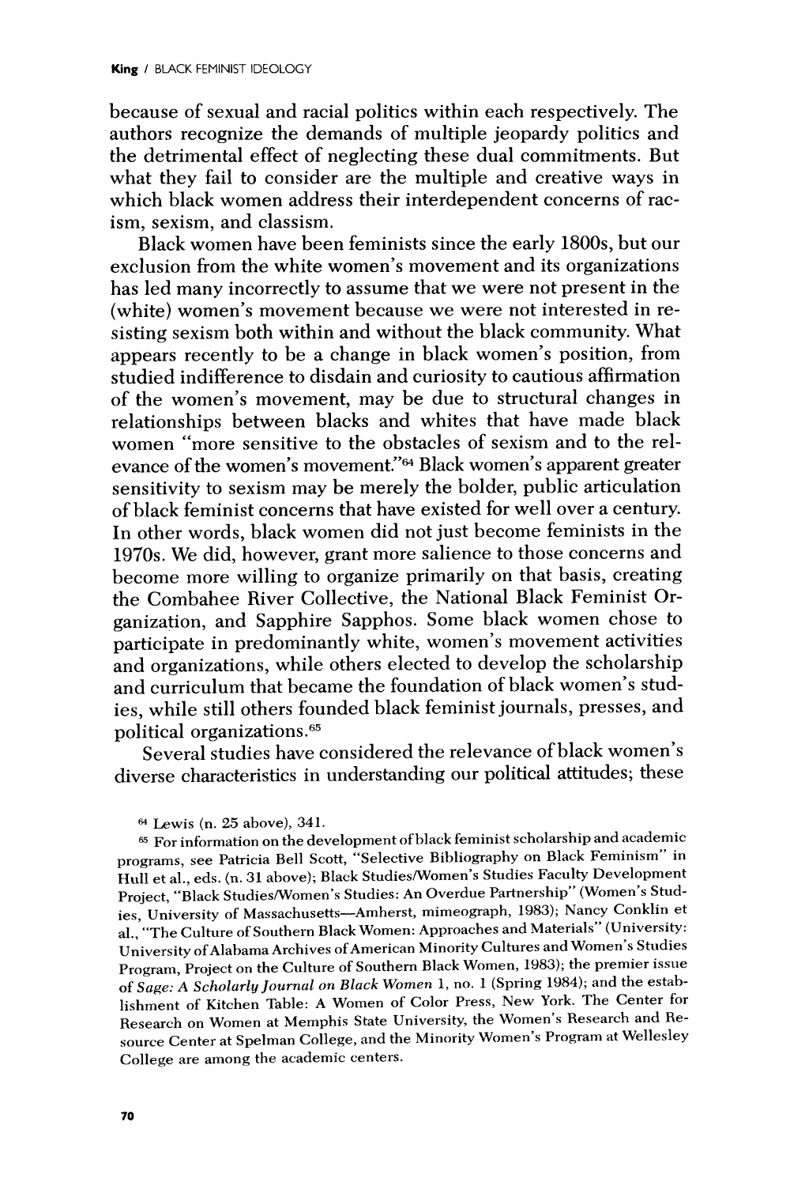because of sexual and racial politics within each respectively. The authors recognize the demands of multiple jeopardy politics and the detrimental effect of neglecting these dual commitments. But what they fail to consider are the multiple and creative ways in which black women address their interdependent concerns of racism, sexism, and classism.

Black women have been feminists since the early 1800s, but our exclusion from the white women's movement and its organizations has led many incorrectly to assume that we were not present in the (white) women's movement because we were not interested in resisting sexism both within and without the black community. What appears recently to be a change in black women's position, from studied indifference to disdain and curiosity to cautious affirmation of the women's movement, may be due to structural changes in relationships between blacks and whites that have made black women "more sensitive to the obstacles of sexism and to the relevance of the women's movement."[64] Black women's apparent greater sensitivity to sexism may be merely the bolder, public articulation of black feminist concerns that have existed for well over a century. In other words, black women did not just become feminists in the 1970s. We did, however, grant more salience to those concerns and become more willing to organize primarily on that basis, creating the Combahee River Collective, the National Black Feminist Organization, and Sapphire Sapphos. Some black women chose to participate in predominantly white, women's movement activities and organizations, while others elected to develop the scholarship and curriculum that became the foundation of black women's studies, while still others founded black feminist journals, presses, and political organizations.[65]

Several studies have considered the relevance of black women's diverse characteristics in understanding our political attitudes; these

[64] Lewis (n. 25 above), 341.

[65] For information on the development of black feminist scholarship and academic programs, see Patricia Bell Scott, "Selective Bibliography on Black Feminism" in Hull et al., eds. (n. 31 above); Black Studies/Women's Studies Faculty Development Project, "Black Studies/Women's Studies: An Overdue Partnership" (Women's Studies, University of Massachusetts—Amherst, mimeograph, 1983); Nancy Conklin et al., "The Culture of Southern Black Women: Approaches and Materials" (University: University of Alabama Archives of American Minority Cultures and Women's Studies Program, Project on the Culture of Southern Black Women, 1983); the premier issue of *Sage: A Scholarly Journal on Black Women* 1, no. 1 (Spring 1984); and the establishment of Kitchen Table: A Women of Color Press, New York. The Center for Research on Women at Memphis State University, the Women's Research and Resource Center at Spelman College, and the Minority Women's Program at Wellesley College are among the academic centers.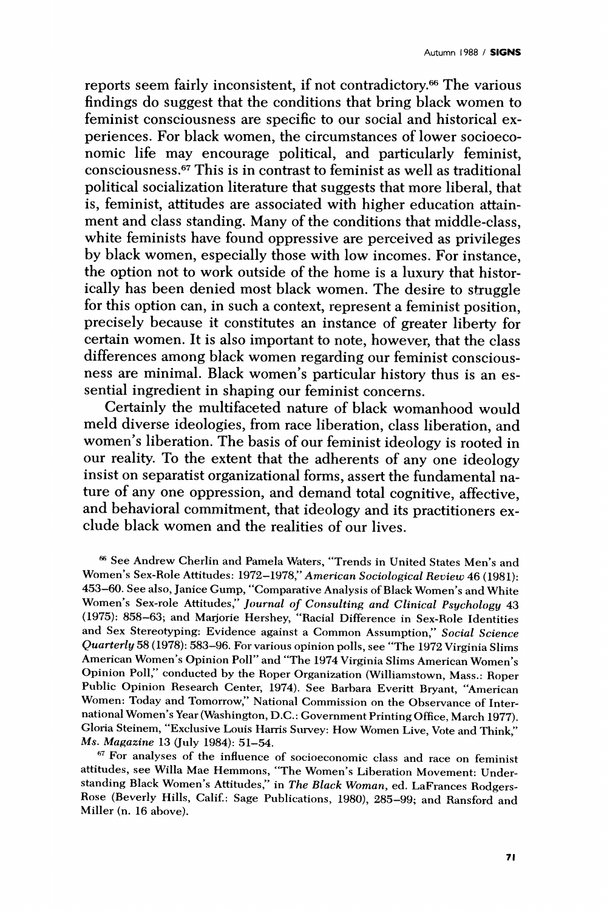reports seem fairly inconsistent, if not contradictory.[66] The various findings do suggest that the conditions that bring black women to feminist consciousness are specific to our social and historical experiences. For black women, the circumstances of lower socioeconomic life may encourage political, and particularly feminist, consciousness.[67] This is in contrast to feminist as well as traditional political socialization literature that suggests that more liberal, that is, feminist, attitudes are associated with higher education attainment and class standing. Many of the conditions that middle-class, white feminists have found oppressive are perceived as privileges by black women, especially those with low incomes. For instance, the option not to work outside of the home is a luxury that historically has been denied most black women. The desire to struggle for this option can, in such a context, represent a feminist position, precisely because it constitutes an instance of greater liberty for certain women. It is also important to note, however, that the class differences among black women regarding our feminist consciousness are minimal. Black women's particular history thus is an essential ingredient in shaping our feminist concerns.

Certainly the multifaceted nature of black womanhood would meld diverse ideologies, from race liberation, class liberation, and women's liberation. The basis of our feminist ideology is rooted in our reality. To the extent that the adherents of any one ideology insist on separatist organizational forms, assert the fundamental nature of any one oppression, and demand total cognitive, affective, and behavioral commitment, that ideology and its practitioners exclude black women and the realities of our lives.

[66] See Andrew Cherlin and Pamela Waters, "Trends in United States Men's and Women's Sex-Role Attitudes: 1972–1978," *American Sociological Review* 46 (1981): 453–60. See also, Janice Gump, "Comparative Analysis of Black Women's and White Women's Sex-role Attitudes," *Journal of Consulting and Clinical Psychology* 43 (1975): 858–63; and Marjorie Hershey, "Racial Difference in Sex-Role Identities and Sex Stereotyping: Evidence against a Common Assumption," *Social Science Quarterly* 58 (1978): 583–96. For various opinion polls, see "The 1972 Virginia Slims American Women's Opinion Poll" and "The 1974 Virginia Slims American Women's Opinion Poll," conducted by the Roper Organization (Williamstown, Mass.: Roper Public Opinion Research Center, 1974). See Barbara Everitt Bryant, "American Women: Today and Tomorrow," National Commission on the Observance of International Women's Year (Washington, D.C.: Government Printing Office, March 1977). Gloria Steinem, "Exclusive Louis Harris Survey: How Women Live, Vote and Think," *Ms. Magazine* 13 (July 1984): 51–54.

[67] For analyses of the influence of socioeconomic class and race on feminist attitudes, see Willa Mae Hemmons, "The Women's Liberation Movement: Understanding Black Women's Attitudes," in *The Black Woman*, ed. LaFrances Rodgers-Rose (Beverly Hills, Calif.: Sage Publications, 1980), 285–99; and Ransford and Miller (n. 16 above).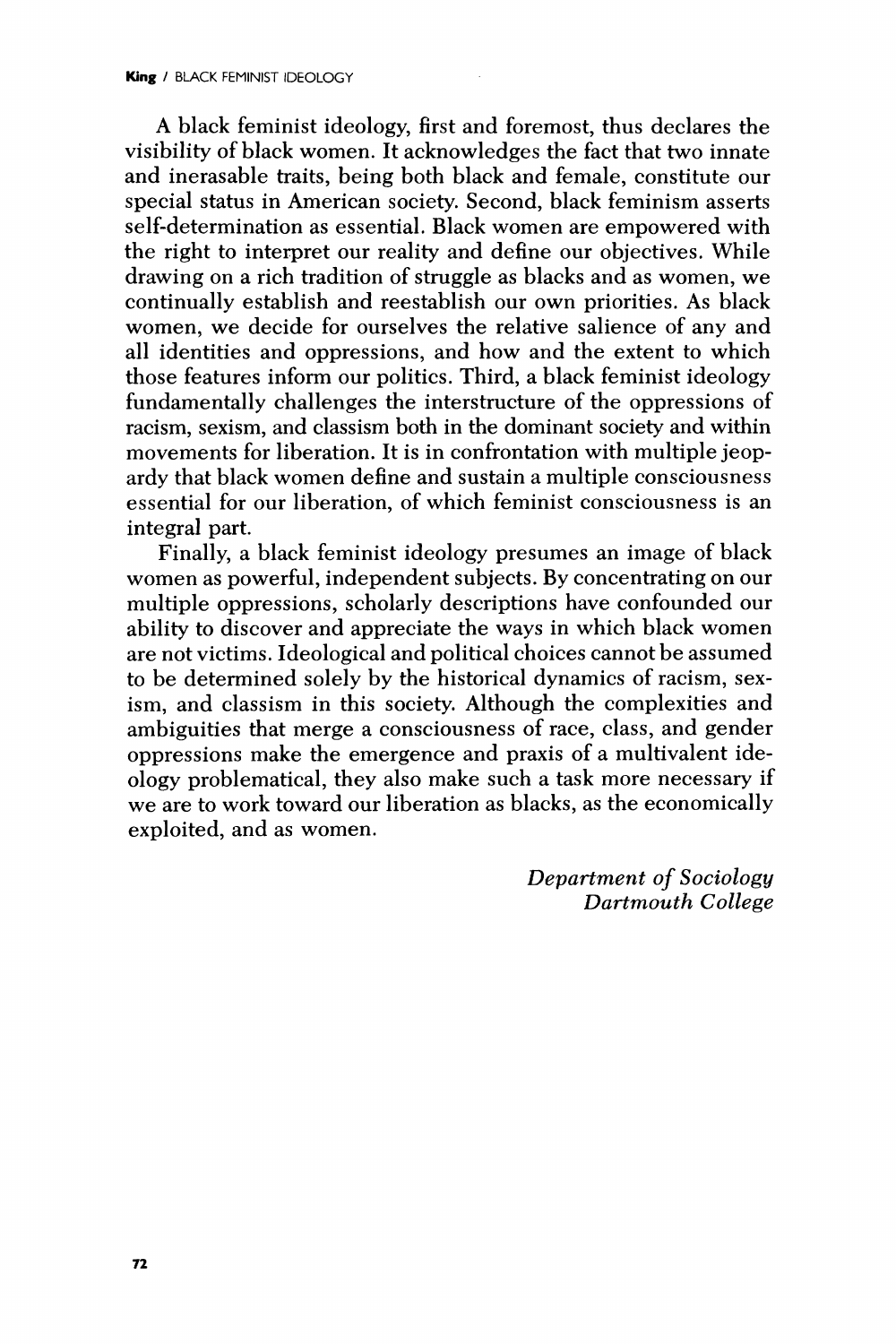A black feminist ideology, first and foremost, thus declares the visibility of black women. It acknowledges the fact that two innate and inerasable traits, being both black and female, constitute our special status in American society. Second, black feminism asserts self-determination as essential. Black women are empowered with the right to interpret our reality and define our objectives. While drawing on a rich tradition of struggle as blacks and as women, we continually establish and reestablish our own priorities. As black women, we decide for ourselves the relative salience of any and all identities and oppressions, and how and the extent to which those features inform our politics. Third, a black feminist ideology fundamentally challenges the interstructure of the oppressions of racism, sexism, and classism both in the dominant society and within movements for liberation. It is in confrontation with multiple jeopardy that black women define and sustain a multiple consciousness essential for our liberation, of which feminist consciousness is an integral part.

Finally, a black feminist ideology presumes an image of black women as powerful, independent subjects. By concentrating on our multiple oppressions, scholarly descriptions have confounded our ability to discover and appreciate the ways in which black women are not victims. Ideological and political choices cannot be assumed to be determined solely by the historical dynamics of racism, sexism, and classism in this society. Although the complexities and ambiguities that merge a consciousness of race, class, and gender oppressions make the emergence and praxis of a multivalent ideology problematical, they also make such a task more necessary if we are to work toward our liberation as blacks, as the economically exploited, and as women.

*Department of Sociology*
*Dartmouth College*